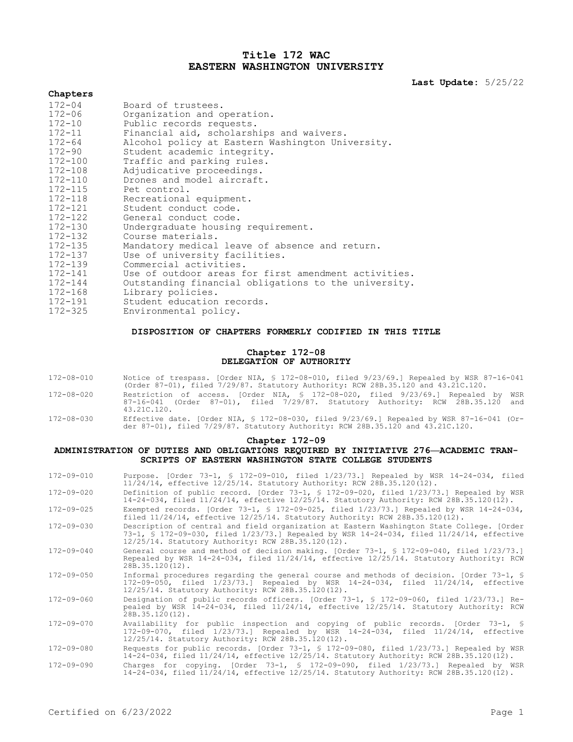# Title 172 WAC
# EASTERN WASHINGTON UNIVERSITY

**Last Update:** 5/25/22

**Chapters**

| | |
|---|---|
| 172-04 | Board of trustees. |
| 172-06 | Organization and operation. |
| 172-10 | Public records requests. |
| 172-11 | Financial aid, scholarships and waivers. |
| 172-64 | Alcohol policy at Eastern Washington University. |
| 172-90 | Student academic integrity. |
| 172-100 | Traffic and parking rules. |
| 172-108 | Adjudicative proceedings. |
| 172-110 | Drones and model aircraft. |
| 172-115 | Pet control. |
| 172-118 | Recreational equipment. |
| 172-121 | Student conduct code. |
| 172-122 | General conduct code. |
| 172-130 | Undergraduate housing requirement. |
| 172-132 | Course materials. |
| 172-135 | Mandatory medical leave of absence and return. |
| 172-137 | Use of university facilities. |
| 172-139 | Commercial activities. |
| 172-141 | Use of outdoor areas for first amendment activities. |
| 172-144 | Outstanding financial obligations to the university. |
| 172-168 | Library policies. |
| 172-191 | Student education records. |
| 172-325 | Environmental policy. |

## DISPOSITION OF CHAPTERS FORMERLY CODIFIED IN THIS TITLE

### Chapter 172-08
### DELEGATION OF AUTHORITY

| | |
|---|---|
| 172-08-010 | Notice of trespass. [Order NIA, § 172-08-010, filed 9/23/69.] Repealed by WSR 87-16-041 (Order 87-01), filed 7/29/87. Statutory Authority: RCW 28B.35.120 and 43.21C.120. |
| 172-08-020 | Restriction of access. [Order NIA, § 172-08-020, filed 9/23/69.] Repealed by WSR 87-16-041 (Order 87-01), filed 7/29/87. Statutory Authority: RCW 28B.35.120 and 43.21C.120. |
| 172-08-030 | Effective date. [Order NIA, § 172-08-030, filed 9/23/69.] Repealed by WSR 87-16-041 (Order 87-01), filed 7/29/87. Statutory Authority: RCW 28B.35.120 and 43.21C.120. |

### Chapter 172-09
### ADMINISTRATION OF DUTIES AND OBLIGATIONS REQUIRED BY INITIATIVE 276—ACADEMIC TRANSCRIPTS OF EASTERN WASHINGTON STATE COLLEGE STUDENTS

| | |
|---|---|
| 172-09-010 | Purpose. [Order 73-1, § 172-09-010, filed 1/23/73.] Repealed by WSR 14-24-034, filed 11/24/14, effective 12/25/14. Statutory Authority: RCW 28B.35.120(12). |
| 172-09-020 | Definition of public record. [Order 73-1, § 172-09-020, filed 1/23/73.] Repealed by WSR 14-24-034, filed 11/24/14, effective 12/25/14. Statutory Authority: RCW 28B.35.120(12). |
| 172-09-025 | Exempted records. [Order 73-1, § 172-09-025, filed 1/23/73.] Repealed by WSR 14-24-034, filed 11/24/14, effective 12/25/14. Statutory Authority: RCW 28B.35.120(12). |
| 172-09-030 | Description of central and field organization at Eastern Washington State College. [Order 73-1, § 172-09-030, filed 1/23/73.] Repealed by WSR 14-24-034, filed 11/24/14, effective 12/25/14. Statutory Authority: RCW 28B.35.120(12). |
| 172-09-040 | General course and method of decision making. [Order 73-1, § 172-09-040, filed 1/23/73.] Repealed by WSR 14-24-034, filed 11/24/14, effective 12/25/14. Statutory Authority: RCW 28B.35.120(12). |
| 172-09-050 | Informal procedures regarding the general course and methods of decision. [Order 73-1, § 172-09-050, filed 1/23/73.] Repealed by WSR 14-24-034, filed 11/24/14, effective 12/25/14. Statutory Authority: RCW 28B.35.120(12). |
| 172-09-060 | Designation of public records officers. [Order 73-1, § 172-09-060, filed 1/23/73.] Repealed by WSR 14-24-034, filed 11/24/14, effective 12/25/14. Statutory Authority: RCW 28B.35.120(12). |
| 172-09-070 | Availability for public inspection and copying of public records. [Order 73-1, § 172-09-070, filed 1/23/73.] Repealed by WSR 14-24-034, filed 11/24/14, effective 12/25/14. Statutory Authority: RCW 28B.35.120(12). |
| 172-09-080 | Requests for public records. [Order 73-1, § 172-09-080, filed 1/23/73.] Repealed by WSR 14-24-034, filed 11/24/14, effective 12/25/14. Statutory Authority: RCW 28B.35.120(12). |
| 172-09-090 | Charges for copying. [Order 73-1, § 172-09-090, filed 1/23/73.] Repealed by WSR 14-24-034, filed 11/24/14, effective 12/25/14. Statutory Authority: RCW 28B.35.120(12). |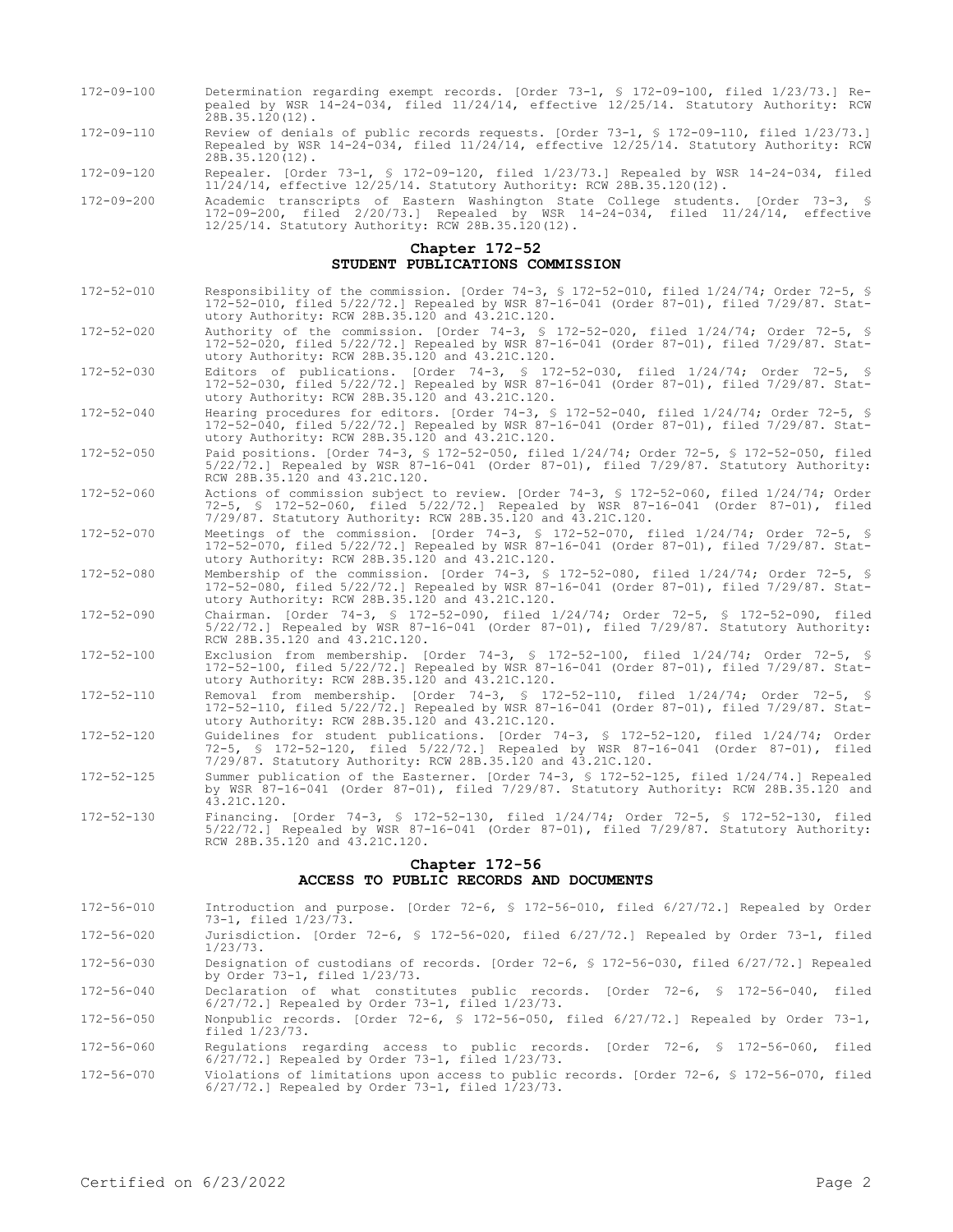172-09-100 Determination regarding exempt records. [Order 73-1, § 172-09-100, filed 1/23/73.] Repealed by WSR 14-24-034, filed 11/24/14, effective 12/25/14. Statutory Authority: RCW 28B.35.120(12).

172-09-110 Review of denials of public records requests. [Order 73-1, § 172-09-110, filed 1/23/73.] Repealed by WSR 14-24-034, filed 11/24/14, effective 12/25/14. Statutory Authority: RCW 28B.35.120(12).

172-09-120 Repealer. [Order 73-1, § 172-09-120, filed 1/23/73.] Repealed by WSR 14-24-034, filed 11/24/14, effective 12/25/14. Statutory Authority: RCW 28B.35.120(12).

172-09-200 Academic transcripts of Eastern Washington State College students. [Order 73-3, § 172-09-200, filed 2/20/73.] Repealed by WSR 14-24-034, filed 11/24/14, effective 12/25/14. Statutory Authority: RCW 28B.35.120(12).

## Chapter 172-52
## STUDENT PUBLICATIONS COMMISSION

172-52-010 Responsibility of the commission. [Order 74-3, § 172-52-010, filed 1/24/74; Order 72-5, § 172-52-010, filed 5/22/72.] Repealed by WSR 87-16-041 (Order 87-01), filed 7/29/87. Statutory Authority: RCW 28B.35.120 and 43.21C.120.

172-52-020 Authority of the commission. [Order 74-3, § 172-52-020, filed 1/24/74; Order 72-5, § 172-52-020, filed 5/22/72.] Repealed by WSR 87-16-041 (Order 87-01), filed 7/29/87. Statutory Authority: RCW 28B.35.120 and 43.21C.120.

172-52-030 Editors of publications. [Order 74-3, § 172-52-030, filed 1/24/74; Order 72-5, § 172-52-030, filed 5/22/72.] Repealed by WSR 87-16-041 (Order 87-01), filed 7/29/87. Statutory Authority: RCW 28B.35.120 and 43.21C.120.

172-52-040 Hearing procedures for editors. [Order 74-3, § 172-52-040, filed 1/24/74; Order 72-5, § 172-52-040, filed 5/22/72.] Repealed by WSR 87-16-041 (Order 87-01), filed 7/29/87. Statutory Authority: RCW 28B.35.120 and 43.21C.120.

172-52-050 Paid positions. [Order 74-3, § 172-52-050, filed 1/24/74; Order 72-5, § 172-52-050, filed 5/22/72.] Repealed by WSR 87-16-041 (Order 87-01), filed 7/29/87. Statutory Authority: RCW 28B.35.120 and 43.21C.120.

172-52-060 Actions of commission subject to review. [Order 74-3, § 172-52-060, filed 1/24/74; Order 72-5, § 172-52-060, filed 5/22/72.] Repealed by WSR 87-16-041 (Order 87-01), filed 7/29/87. Statutory Authority: RCW 28B.35.120 and 43.21C.120.

172-52-070 Meetings of the commission. [Order 74-3, § 172-52-070, filed 1/24/74; Order 72-5, § 172-52-070, filed 5/22/72.] Repealed by WSR 87-16-041 (Order 87-01), filed 7/29/87. Statutory Authority: RCW 28B.35.120 and 43.21C.120.

172-52-080 Membership of the commission. [Order 74-3, § 172-52-080, filed 1/24/74; Order 72-5, § 172-52-080, filed 5/22/72.] Repealed by WSR 87-16-041 (Order 87-01), filed 7/29/87. Statutory Authority: RCW 28B.35.120 and 43.21C.120.

172-52-090 Chairman. [Order 74-3, § 172-52-090, filed 1/24/74; Order 72-5, § 172-52-090, filed 5/22/72.] Repealed by WSR 87-16-041 (Order 87-01), filed 7/29/87. Statutory Authority: RCW 28B.35.120 and 43.21C.120.

172-52-100 Exclusion from membership. [Order 74-3, § 172-52-100, filed 1/24/74; Order 72-5, § 172-52-100, filed 5/22/72.] Repealed by WSR 87-16-041 (Order 87-01), filed 7/29/87. Statutory Authority: RCW 28B.35.120 and 43.21C.120.

172-52-110 Removal from membership. [Order 74-3, § 172-52-110, filed 1/24/74; Order 72-5, § 172-52-110, filed 5/22/72.] Repealed by WSR 87-16-041 (Order 87-01), filed 7/29/87. Statutory Authority: RCW 28B.35.120 and 43.21C.120.

172-52-120 Guidelines for student publications. [Order 74-3, § 172-52-120, filed 1/24/74; Order 72-5, § 172-52-120, filed 5/22/72.] Repealed by WSR 87-16-041 (Order 87-01), filed 7/29/87. Statutory Authority: RCW 28B.35.120 and 43.21C.120.

172-52-125 Summer publication of the Easterner. [Order 74-3, § 172-52-125, filed 1/24/74.] Repealed by WSR 87-16-041 (Order 87-01), filed 7/29/87. Statutory Authority: RCW 28B.35.120 and 43.21C.120.

172-52-130 Financing. [Order 74-3, § 172-52-130, filed 1/24/74; Order 72-5, § 172-52-130, filed 5/22/72.] Repealed by WSR 87-16-041 (Order 87-01), filed 7/29/87. Statutory Authority: RCW 28B.35.120 and 43.21C.120.

## Chapter 172-56
## ACCESS TO PUBLIC RECORDS AND DOCUMENTS

172-56-010 Introduction and purpose. [Order 72-6, § 172-56-010, filed 6/27/72.] Repealed by Order 73-1, filed 1/23/73.

172-56-020 Jurisdiction. [Order 72-6, § 172-56-020, filed 6/27/72.] Repealed by Order 73-1, filed 1/23/73.

172-56-030 Designation of custodians of records. [Order 72-6, § 172-56-030, filed 6/27/72.] Repealed by Order 73-1, filed 1/23/73.

172-56-040 Declaration of what constitutes public records. [Order 72-6, § 172-56-040, filed 6/27/72.] Repealed by Order 73-1, filed 1/23/73.

172-56-050 Nonpublic records. [Order 72-6, § 172-56-050, filed 6/27/72.] Repealed by Order 73-1, filed 1/23/73.

172-56-060 Regulations regarding access to public records. [Order 72-6, § 172-56-060, filed 6/27/72.] Repealed by Order 73-1, filed 1/23/73.

172-56-070 Violations of limitations upon access to public records. [Order 72-6, § 172-56-070, filed 6/27/72.] Repealed by Order 73-1, filed 1/23/73.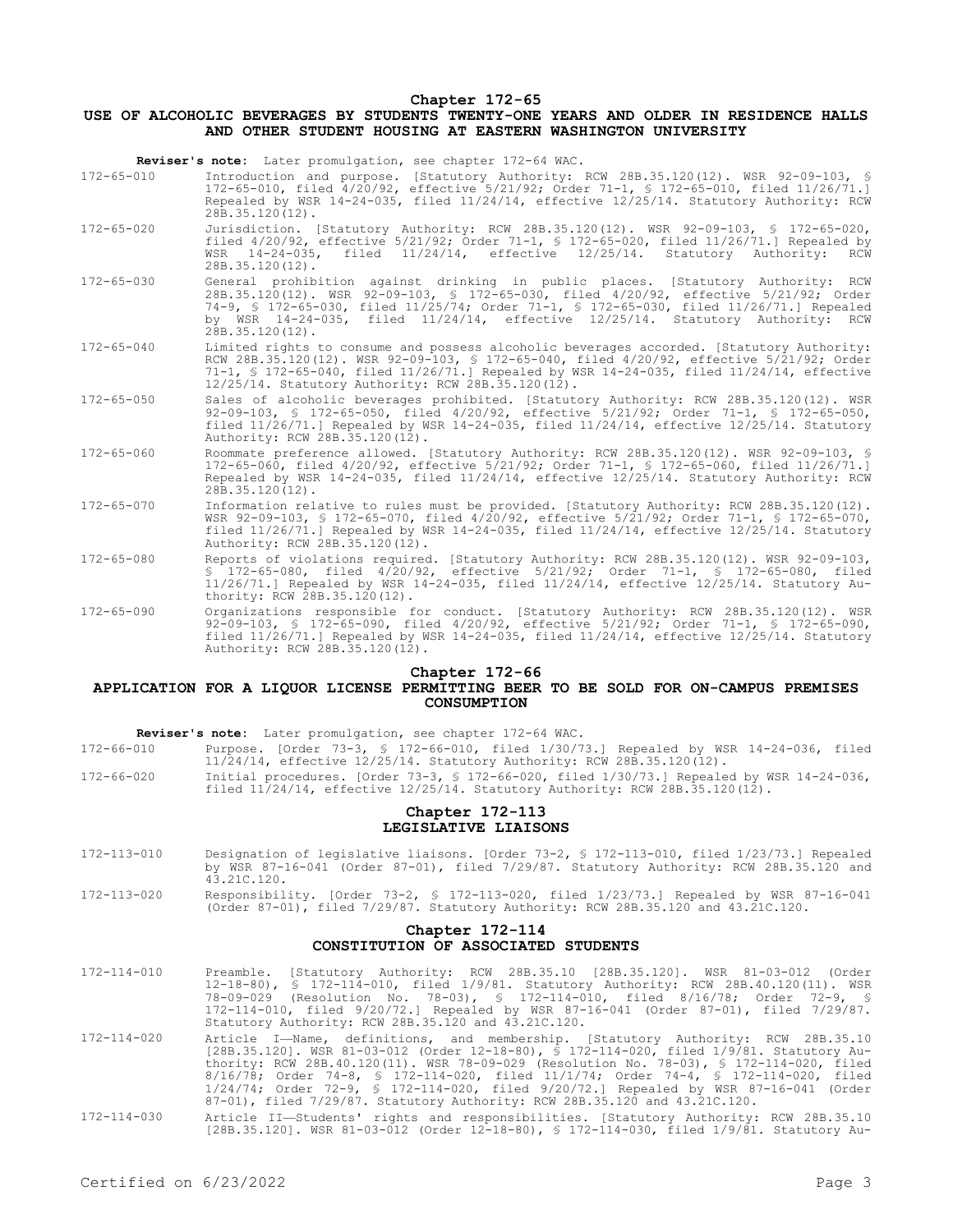## Chapter 172-65
## USE OF ALCOHOLIC BEVERAGES BY STUDENTS TWENTY-ONE YEARS AND OLDER IN RESIDENCE HALLS AND OTHER STUDENT HOUSING AT EASTERN WASHINGTON UNIVERSITY

**Reviser's note:** Later promulgation, see chapter 172-64 WAC.

172-65-010 Introduction and purpose. [Statutory Authority: RCW 28B.35.120(12). WSR 92-09-103, § 172-65-010, filed 4/20/92, effective 5/21/92; Order 71-1, § 172-65-010, filed 11/26/71.] Repealed by WSR 14-24-035, filed 11/24/14, effective 12/25/14. Statutory Authority: RCW 28B.35.120(12).

172-65-020 Jurisdiction. [Statutory Authority: RCW 28B.35.120(12). WSR 92-09-103, § 172-65-020, filed 4/20/92, effective 5/21/92; Order 71-1, § 172-65-020, filed 11/26/71.] Repealed by WSR 14-24-035, filed 11/24/14, effective 12/25/14. Statutory Authority: RCW 28B.35.120(12).

172-65-030 General prohibition against drinking in public places. [Statutory Authority: RCW 28B.35.120(12). WSR 92-09-103, § 172-65-030, filed 4/20/92, effective 5/21/92; Order 74-9, § 172-65-030, filed 11/25/74; Order 71-1, § 172-65-030, filed 11/26/71.] Repealed by WSR 14-24-035, filed 11/24/14, effective 12/25/14. Statutory Authority: RCW 28B.35.120(12).

172-65-040 Limited rights to consume and possess alcoholic beverages accorded. [Statutory Authority: RCW 28B.35.120(12). WSR 92-09-103, § 172-65-040, filed 4/20/92, effective 5/21/92; Order 71-1, § 172-65-040, filed 11/26/71.] Repealed by WSR 14-24-035, filed 11/24/14, effective 12/25/14. Statutory Authority: RCW 28B.35.120(12).

172-65-050 Sales of alcoholic beverages prohibited. [Statutory Authority: RCW 28B.35.120(12). WSR 92-09-103, § 172-65-050, filed 4/20/92, effective 5/21/92; Order 71-1, § 172-65-050, filed 11/26/71.] Repealed by WSR 14-24-035, filed 11/24/14, effective 12/25/14. Statutory Authority: RCW 28B.35.120(12).

172-65-060 Roommate preference allowed. [Statutory Authority: RCW 28B.35.120(12). WSR 92-09-103, § 172-65-060, filed 4/20/92, effective 5/21/92; Order 71-1, § 172-65-060, filed 11/26/71.] Repealed by WSR 14-24-035, filed 11/24/14, effective 12/25/14. Statutory Authority: RCW 28B.35.120(12).

172-65-070 Information relative to rules must be provided. [Statutory Authority: RCW 28B.35.120(12). WSR 92-09-103, § 172-65-070, filed 4/20/92, effective 5/21/92; Order 71-1, § 172-65-070, filed 11/26/71.] Repealed by WSR 14-24-035, filed 11/24/14, effective 12/25/14. Statutory Authority: RCW 28B.35.120(12).

172-65-080 Reports of violations required. [Statutory Authority: RCW 28B.35.120(12). WSR 92-09-103, § 172-65-080, filed 4/20/92, effective 5/21/92; Order 71-1, § 172-65-080, filed 11/26/71.] Repealed by WSR 14-24-035, filed 11/24/14, effective 12/25/14. Statutory Authority: RCW 28B.35.120(12).

172-65-090 Organizations responsible for conduct. [Statutory Authority: RCW 28B.35.120(12). WSR 92-09-103, § 172-65-090, filed 4/20/92, effective 5/21/92; Order 71-1, § 172-65-090, filed 11/26/71.] Repealed by WSR 14-24-035, filed 11/24/14, effective 12/25/14. Statutory Authority: RCW 28B.35.120(12).

## Chapter 172-66
## APPLICATION FOR A LIQUOR LICENSE PERMITTING BEER TO BE SOLD FOR ON-CAMPUS PREMISES CONSUMPTION

**Reviser's note:** Later promulgation, see chapter 172-64 WAC.

172-66-010 Purpose. [Order 73-3, § 172-66-010, filed 1/30/73.] Repealed by WSR 14-24-036, filed 11/24/14, effective 12/25/14. Statutory Authority: RCW 28B.35.120(12).

172-66-020 Initial procedures. [Order 73-3, § 172-66-020, filed 1/30/73.] Repealed by WSR 14-24-036, filed 11/24/14, effective 12/25/14. Statutory Authority: RCW 28B.35.120(12).

## Chapter 172-113
## LEGISLATIVE LIAISONS

172-113-010 Designation of legislative liaisons. [Order 73-2, § 172-113-010, filed 1/23/73.] Repealed by WSR 87-16-041 (Order 87-01), filed 7/29/87. Statutory Authority: RCW 28B.35.120 and 43.21C.120.

172-113-020 Responsibility. [Order 73-2, § 172-113-020, filed 1/23/73.] Repealed by WSR 87-16-041 (Order 87-01), filed 7/29/87. Statutory Authority: RCW 28B.35.120 and 43.21C.120.

## Chapter 172-114
## CONSTITUTION OF ASSOCIATED STUDENTS

172-114-010 Preamble. [Statutory Authority: RCW 28B.35.10 [28B.35.120]. WSR 81-03-012 (Order 12-18-80), § 172-114-010, filed 1/9/81. Statutory Authority: RCW 28B.40.120(11). WSR 78-09-029 (Resolution No. 78-03), § 172-114-010, filed 8/16/78; Order 72-9, § 172-114-010, filed 9/20/72.] Repealed by WSR 87-16-041 (Order 87-01), filed 7/29/87. Statutory Authority: RCW 28B.35.120 and 43.21C.120.

172-114-020 Article I—Name, definitions, and membership. [Statutory Authority: RCW 28B.35.10 [28B.35.120]. WSR 81-03-012 (Order 12-18-80), § 172-114-020, filed 1/9/81. Statutory Authority: RCW 28B.40.120(11). WSR 78-09-029 (Resolution No. 78-03), § 172-114-020, filed 8/16/78; Order 74-8, § 172-114-020, filed 11/1/74; Order 74-4, § 172-114-020, filed 1/24/74; Order 72-9, § 172-114-020, filed 9/20/72.] Repealed by WSR 87-16-041 (Order 87-01), filed 7/29/87. Statutory Authority: RCW 28B.35.120 and 43.21C.120.

172-114-030 Article II—Students' rights and responsibilities. [Statutory Authority: RCW 28B.35.10 [28B.35.120]. WSR 81-03-012 (Order 12-18-80), § 172-114-030, filed 1/9/81. Statutory Au-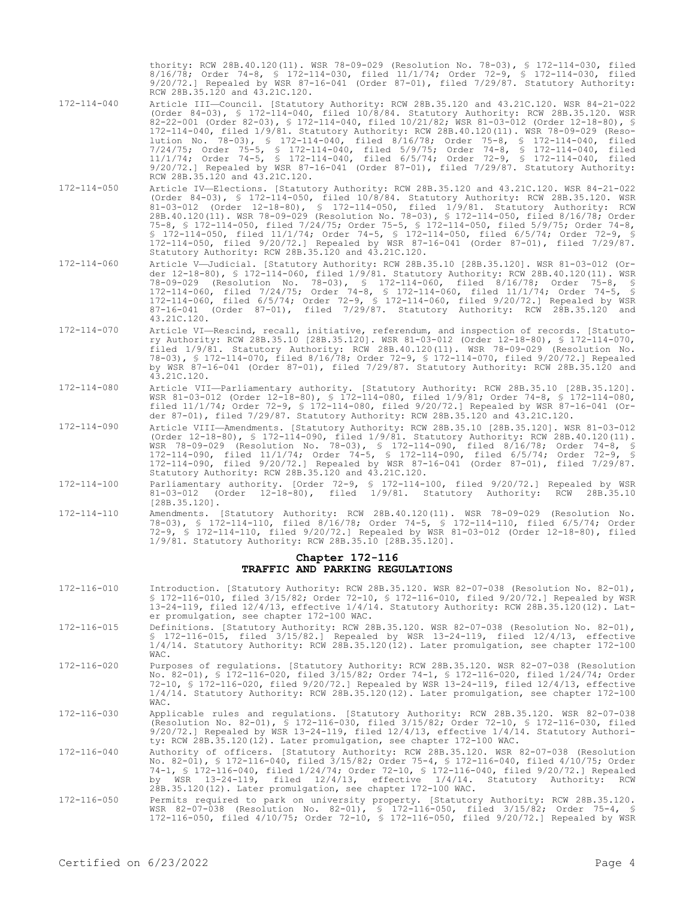thority: RCW 28B.40.120(11). WSR 78-09-029 (Resolution No. 78-03), § 172-114-030, filed 8/16/78; Order 74-8, § 172-114-030, filed 11/1/74; Order 72-9, § 172-114-030, filed 9/20/72.] Repealed by WSR 87-16-041 (Order 87-01), filed 7/29/87. Statutory Authority: RCW 28B.35.120 and 43.21C.120.

172-114-040 Article III—Council. [Statutory Authority: RCW 28B.35.120 and 43.21C.120. WSR 84-21-022 (Order 84-03), § 172-114-040, filed 10/8/84. Statutory Authority: RCW 28B.35.120. WSR 82-22-001 (Order 82-03), § 172-114-040, filed 10/21/82; WSR 81-03-012 (Order 12-18-80), § 172-114-040, filed 1/9/81. Statutory Authority: RCW 28B.40.120(11). WSR 78-09-029 (Resolution No. 78-03), § 172-114-040, filed 8/16/78; Order 75-8, § 172-114-040, filed 7/24/75; Order 75-5, § 172-114-040, filed 5/9/75; Order 74-8, § 172-114-040, filed 11/1/74; Order 74-5, § 172-114-040, filed 6/5/74; Order 72-9, § 172-114-040, filed 9/20/72.] Repealed by WSR 87-16-041 (Order 87-01), filed 7/29/87. Statutory Authority: RCW 28B.35.120 and 43.21C.120.

172-114-050 Article IV—Elections. [Statutory Authority: RCW 28B.35.120 and 43.21C.120. WSR 84-21-022 (Order 84-03), § 172-114-050, filed 10/8/84. Statutory Authority: RCW 28B.35.120. WSR 81-03-012 (Order 12-18-80), § 172-114-050, filed 1/9/81. Statutory Authority: RCW 28B.40.120(11). WSR 78-09-029 (Resolution No. 78-03), § 172-114-050, filed 8/16/78; Order 75-8, § 172-114-050, filed 7/24/75; Order 75-5, § 172-114-050, filed 5/9/75; Order 74-8, § 172-114-050, filed 11/1/74; Order 74-5, § 172-114-050, filed 6/5/74; Order 72-9, § 172-114-050, filed 9/20/72.] Repealed by WSR 87-16-041 (Order 87-01), filed 7/29/87. Statutory Authority: RCW 28B.35.120 and 43.21C.120.

172-114-060 Article V—Judicial. [Statutory Authority: RCW 28B.35.10 [28B.35.120]. WSR 81-03-012 (Order 12-18-80), § 172-114-060, filed 1/9/81. Statutory Authority: RCW 28B.40.120(11). WSR 78-09-029 (Resolution No. 78-03), § 172-114-060, filed 8/16/78; Order 75-8, § 172-114-060, filed 7/24/75; Order 74-8, § 172-114-060, filed 11/1/74; Order 74-5, § 172-114-060, filed 6/5/74; Order 72-9, § 172-114-060, filed 9/20/72.] Repealed by WSR 87-16-041 (Order 87-01), filed 7/29/87. Statutory Authority: RCW 28B.35.120 and 43.21C.120.

172-114-070 Article VI—Rescind, recall, initiative, referendum, and inspection of records. [Statutory Authority: RCW 28B.35.10 [28B.35.120]. WSR 81-03-012 (Order 12-18-80), § 172-114-070, filed 1/9/81. Statutory Authority: RCW 28B.40.120(11). WSR 78-09-029 (Resolution No. 78-03), § 172-114-070, filed 8/16/78; Order 72-9, § 172-114-070, filed 9/20/72.] Repealed by WSR 87-16-041 (Order 87-01), filed 7/29/87. Statutory Authority: RCW 28B.35.120 and 43.21C.120.

172-114-080 Article VII—Parliamentary authority. [Statutory Authority: RCW 28B.35.10 [28B.35.120]. WSR 81-03-012 (Order 12-18-80), § 172-114-080, filed 1/9/81; Order 74-8, § 172-114-080, filed 11/1/74; Order 72-9, § 172-114-080, filed 9/20/72.] Repealed by WSR 87-16-041 (Order 87-01), filed 7/29/87. Statutory Authority: RCW 28B.35.120 and 43.21C.120.

172-114-090 Article VIII—Amendments. [Statutory Authority: RCW 28B.35.10 [28B.35.120]. WSR 81-03-012 (Order 12-18-80), § 172-114-090, filed 1/9/81. Statutory Authority: RCW 28B.40.120(11). WSR 78-09-029 (Resolution No. 78-03), § 172-114-090, filed 8/16/78; Order 74-8, § 172-114-090, filed 11/1/74; Order 74-5, § 172-114-090, filed 6/5/74; Order 72-9, § 172-114-090, filed 9/20/72.] Repealed by WSR 87-16-041 (Order 87-01), filed 7/29/87. Statutory Authority: RCW 28B.35.120 and 43.21C.120.

172-114-100 Parliamentary authority. [Order 72-9, § 172-114-100, filed 9/20/72.] Repealed by WSR 81-03-012 (Order 12-18-80), filed 1/9/81. Statutory Authority: RCW 28B.35.10 [28B.35.120].

172-114-110 Amendments. [Statutory Authority: RCW 28B.40.120(11). WSR 78-09-029 (Resolution No. 78-03), § 172-114-110, filed 8/16/78; Order 74-5, § 172-114-110, filed 6/5/74; Order 72-9, § 172-114-110, filed 9/20/72.] Repealed by WSR 81-03-012 (Order 12-18-80), filed 1/9/81. Statutory Authority: RCW 28B.35.10 [28B.35.120].

## Chapter 172-116
## TRAFFIC AND PARKING REGULATIONS

172-116-010 Introduction. [Statutory Authority: RCW 28B.35.120. WSR 82-07-038 (Resolution No. 82-01), § 172-116-010, filed 3/15/82; Order 72-10, § 172-116-010, filed 9/20/72.] Repealed by WSR 13-24-119, filed 12/4/13, effective 1/4/14. Statutory Authority: RCW 28B.35.120(12). Later promulgation, see chapter 172-100 WAC.

172-116-015 Definitions. [Statutory Authority: RCW 28B.35.120. WSR 82-07-038 (Resolution No. 82-01), § 172-116-015, filed 3/15/82.] Repealed by WSR 13-24-119, filed 12/4/13, effective 1/4/14. Statutory Authority: RCW 28B.35.120(12). Later promulgation, see chapter 172-100 WAC.

172-116-020 Purposes of regulations. [Statutory Authority: RCW 28B.35.120. WSR 82-07-038 (Resolution No. 82-01), § 172-116-020, filed 3/15/82; Order 74-1, § 172-116-020, filed 1/24/74; Order 72-10, § 172-116-020, filed 9/20/72.] Repealed by WSR 13-24-119, filed 12/4/13, effective 1/4/14. Statutory Authority: RCW 28B.35.120(12). Later promulgation, see chapter 172-100 WAC.

172-116-030 Applicable rules and regulations. [Statutory Authority: RCW 28B.35.120. WSR 82-07-038 (Resolution No. 82-01), § 172-116-030, filed 3/15/82; Order 72-10, § 172-116-030, filed 9/20/72.] Repealed by WSR 13-24-119, filed 12/4/13, effective 1/4/14. Statutory Authority: RCW 28B.35.120(12). Later promulgation, see chapter 172-100 WAC.

172-116-040 Authority of officers. [Statutory Authority: RCW 28B.35.120. WSR 82-07-038 (Resolution No. 82-01), § 172-116-040, filed 3/15/82; Order 75-4, § 172-116-040, filed 4/10/75; Order 74-1, § 172-116-040, filed 1/24/74; Order 72-10, § 172-116-040, filed 9/20/72.] Repealed by WSR 13-24-119, filed 12/4/13, effective 1/4/14. Statutory Authority: RCW 28B.35.120(12). Later promulgation, see chapter 172-100 WAC.

172-116-050 Permits required to park on university property. [Statutory Authority: RCW 28B.35.120. WSR 82-07-038 (Resolution No. 82-01), § 172-116-050, filed 3/15/82; Order 75-4, § 172-116-050, filed 4/10/75; Order 72-10, § 172-116-050, filed 9/20/72.] Repealed by WSR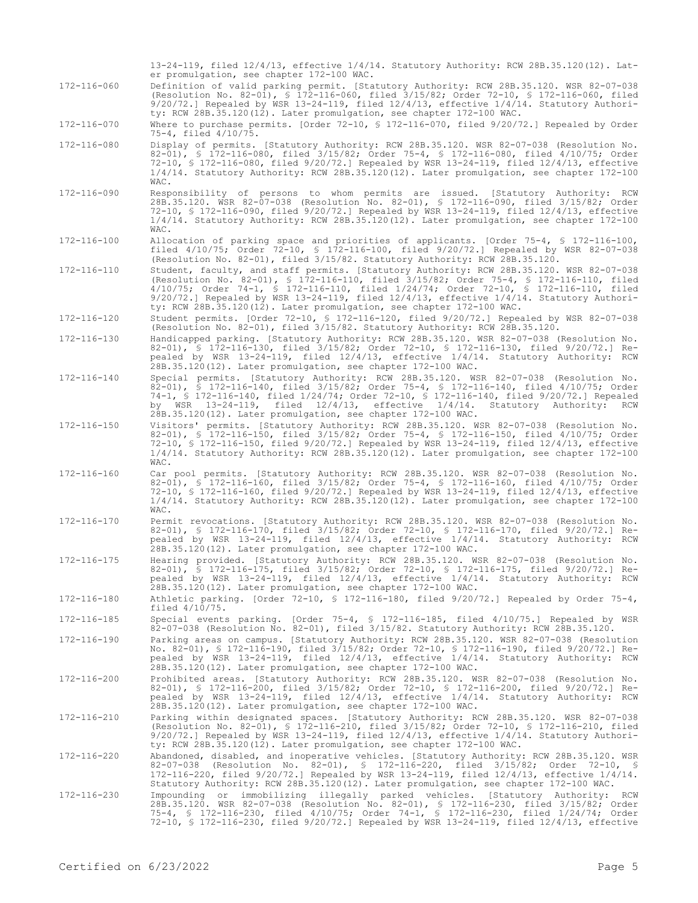13-24-119, filed 12/4/13, effective 1/4/14. Statutory Authority: RCW 28B.35.120(12). Later promulgation, see chapter 172-100 WAC.

172-116-060 Definition of valid parking permit. [Statutory Authority: RCW 28B.35.120. WSR 82-07-038 (Resolution No. 82-01), § 172-116-060, filed 3/15/82; Order 72-10, § 172-116-060, filed 9/20/72.] Repealed by WSR 13-24-119, filed 12/4/13, effective 1/4/14. Statutory Authority: RCW 28B.35.120(12). Later promulgation, see chapter 172-100 WAC.

172-116-070 Where to purchase permits. [Order 72-10, § 172-116-070, filed 9/20/72.] Repealed by Order 75-4, filed 4/10/75.

172-116-080 Display of permits. [Statutory Authority: RCW 28B.35.120. WSR 82-07-038 (Resolution No. 82-01), § 172-116-080, filed 3/15/82; Order 75-4, § 172-116-080, filed 4/10/75; Order 72-10, § 172-116-080, filed 9/20/72.] Repealed by WSR 13-24-119, filed 12/4/13, effective 1/4/14. Statutory Authority: RCW 28B.35.120(12). Later promulgation, see chapter 172-100 WAC.

172-116-090 Responsibility of persons to whom permits are issued. [Statutory Authority: RCW 28B.35.120. WSR 82-07-038 (Resolution No. 82-01), § 172-116-090, filed 3/15/82; Order 72-10, § 172-116-090, filed 9/20/72.] Repealed by WSR 13-24-119, filed 12/4/13, effective 1/4/14. Statutory Authority: RCW 28B.35.120(12). Later promulgation, see chapter 172-100 WAC.

172-116-100 Allocation of parking space and priorities of applicants. [Order 75-4, § 172-116-100, filed 4/10/75; Order 72-10, § 172-116-100, filed 9/20/72.] Repealed by WSR 82-07-038 (Resolution No. 82-01), filed 3/15/82. Statutory Authority: RCW 28B.35.120.

172-116-110 Student, faculty, and staff permits. [Statutory Authority: RCW 28B.35.120. WSR 82-07-038 (Resolution No. 82-01), § 172-116-110, filed 3/15/82; Order 75-4, § 172-116-110, filed 4/10/75; Order 74-1, § 172-116-110, filed 1/24/74; Order 72-10, § 172-116-110, filed 9/20/72.] Repealed by WSR 13-24-119, filed 12/4/13, effective 1/4/14. Statutory Authority: RCW 28B.35.120(12). Later promulgation, see chapter 172-100 WAC.

172-116-120 Student permits. [Order 72-10, § 172-116-120, filed 9/20/72.] Repealed by WSR 82-07-038 (Resolution No. 82-01), filed 3/15/82. Statutory Authority: RCW 28B.35.120.

172-116-130 Handicapped parking. [Statutory Authority: RCW 28B.35.120. WSR 82-07-038 (Resolution No. 82-01), § 172-116-130, filed 3/15/82; Order 72-10, § 172-116-130, filed 9/20/72.] Repealed by WSR 13-24-119, filed 12/4/13, effective 1/4/14. Statutory Authority: RCW 28B.35.120(12). Later promulgation, see chapter 172-100 WAC.

172-116-140 Special permits. [Statutory Authority: RCW 28B.35.120. WSR 82-07-038 (Resolution No. 82-01), § 172-116-140, filed 3/15/82; Order 75-4, § 172-116-140, filed 4/10/75; Order 74-1, § 172-116-140, filed 1/24/74; Order 72-10, § 172-116-140, filed 9/20/72.] Repealed by WSR 13-24-119, filed 12/4/13, effective 1/4/14. Statutory Authority: RCW 28B.35.120(12). Later promulgation, see chapter 172-100 WAC.

172-116-150 Visitors' permits. [Statutory Authority: RCW 28B.35.120. WSR 82-07-038 (Resolution No. 82-01), § 172-116-150, filed 3/15/82; Order 75-4, § 172-116-150, filed 4/10/75; Order 72-10, § 172-116-150, filed 9/20/72.] Repealed by WSR 13-24-119, filed 12/4/13, effective 1/4/14. Statutory Authority: RCW 28B.35.120(12). Later promulgation, see chapter 172-100 WAC.

172-116-160 Car pool permits. [Statutory Authority: RCW 28B.35.120. WSR 82-07-038 (Resolution No. 82-01), § 172-116-160, filed 3/15/82; Order 75-4, § 172-116-160, filed 4/10/75; Order 72-10, § 172-116-160, filed 9/20/72.] Repealed by WSR 13-24-119, filed 12/4/13, effective 1/4/14. Statutory Authority: RCW 28B.35.120(12). Later promulgation, see chapter 172-100 WAC.

172-116-170 Permit revocations. [Statutory Authority: RCW 28B.35.120. WSR 82-07-038 (Resolution No. 82-01), § 172-116-170, filed 3/15/82; Order 72-10, § 172-116-170, filed 9/20/72.] Repealed by WSR 13-24-119, filed 12/4/13, effective 1/4/14. Statutory Authority: RCW 28B.35.120(12). Later promulgation, see chapter 172-100 WAC.

172-116-175 Hearing provided. [Statutory Authority: RCW 28B.35.120. WSR 82-07-038 (Resolution No. 82-01), § 172-116-175, filed 3/15/82; Order 72-10, § 172-116-175, filed 9/20/72.] Repealed by WSR 13-24-119, filed 12/4/13, effective 1/4/14. Statutory Authority: RCW 28B.35.120(12). Later promulgation, see chapter 172-100 WAC.

172-116-180 Athletic parking. [Order 72-10, § 172-116-180, filed 9/20/72.] Repealed by Order 75-4, filed 4/10/75.

172-116-185 Special events parking. [Order 75-4, § 172-116-185, filed 4/10/75.] Repealed by WSR 82-07-038 (Resolution No. 82-01), filed 3/15/82. Statutory Authority: RCW 28B.35.120.

172-116-190 Parking areas on campus. [Statutory Authority: RCW 28B.35.120. WSR 82-07-038 (Resolution No. 82-01), § 172-116-190, filed 3/15/82; Order 72-10, § 172-116-190, filed 9/20/72.] Repealed by WSR 13-24-119, filed 12/4/13, effective 1/4/14. Statutory Authority: RCW 28B.35.120(12). Later promulgation, see chapter 172-100 WAC.

172-116-200 Prohibited areas. [Statutory Authority: RCW 28B.35.120. WSR 82-07-038 (Resolution No. 82-01), § 172-116-200, filed 3/15/82; Order 72-10, § 172-116-200, filed 9/20/72.] Repealed by WSR 13-24-119, filed 12/4/13, effective 1/4/14. Statutory Authority: RCW 28B.35.120(12). Later promulgation, see chapter 172-100 WAC.

172-116-210 Parking within designated spaces. [Statutory Authority: RCW 28B.35.120. WSR 82-07-038 (Resolution No. 82-01), § 172-116-210, filed 3/15/82; Order 72-10, § 172-116-210, filed 9/20/72.] Repealed by WSR 13-24-119, filed 12/4/13, effective 1/4/14. Statutory Authority: RCW 28B.35.120(12). Later promulgation, see chapter 172-100 WAC.

172-116-220 Abandoned, disabled, and inoperative vehicles. [Statutory Authority: RCW 28B.35.120. WSR 82-07-038 (Resolution No. 82-01), § 172-116-220, filed 3/15/82; Order 72-10, § 172-116-220, filed 9/20/72.] Repealed by WSR 13-24-119, filed 12/4/13, effective 1/4/14. Statutory Authority: RCW 28B.35.120(12). Later promulgation, see chapter 172-100 WAC.

172-116-230 Impounding or immobilizing illegally parked vehicles. [Statutory Authority: RCW 28B.35.120. WSR 82-07-038 (Resolution No. 82-01), § 172-116-230, filed 3/15/82; Order 75-4, § 172-116-230, filed 4/10/75; Order 74-1, § 172-116-230, filed 1/24/74; Order 72-10, § 172-116-230, filed 9/20/72.] Repealed by WSR 13-24-119, filed 12/4/13, effective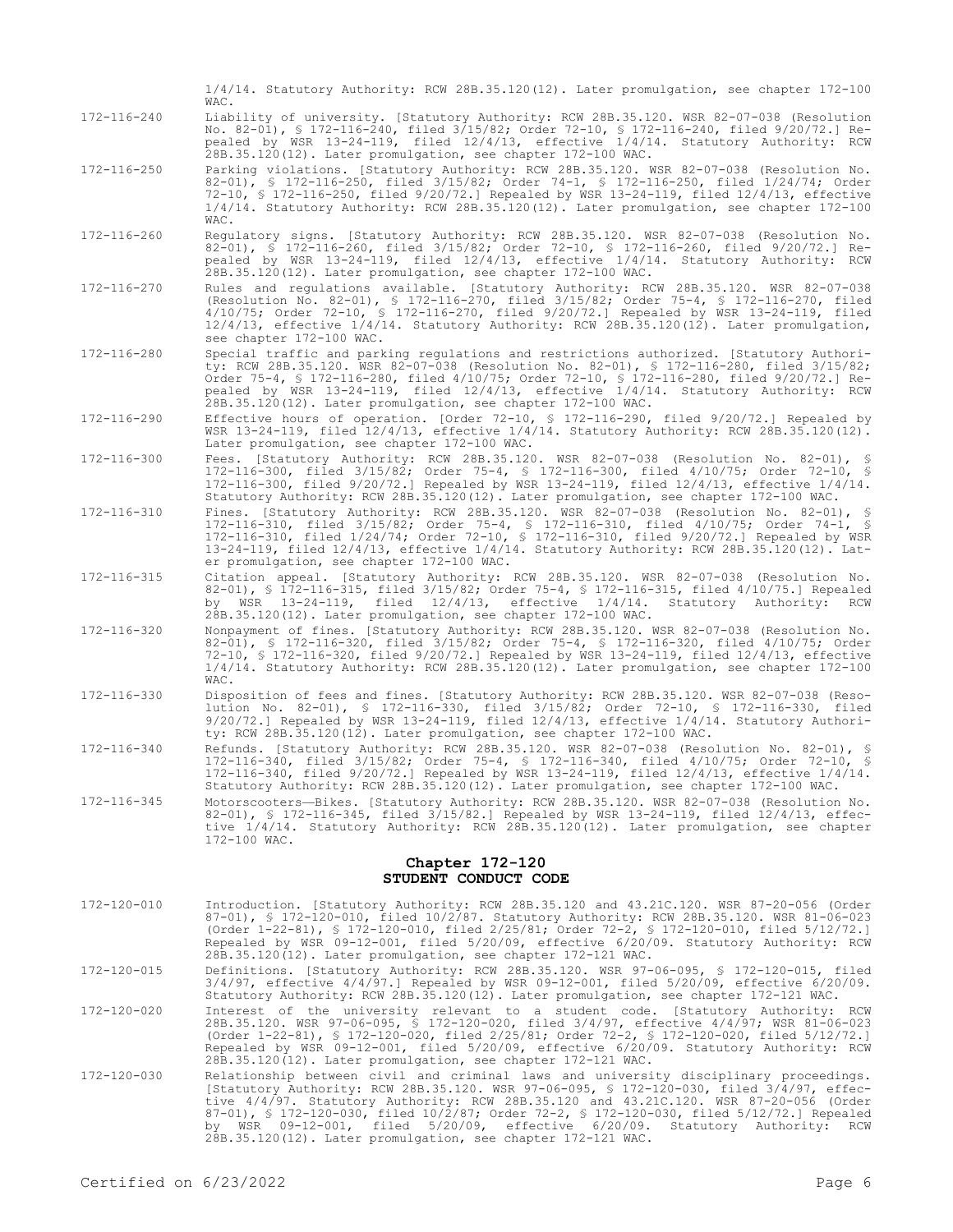1/4/14. Statutory Authority: RCW 28B.35.120(12). Later promulgation, see chapter 172-100 WAC.

172-116-240 Liability of university. [Statutory Authority: RCW 28B.35.120. WSR 82-07-038 (Resolution No. 82-01), § 172-116-240, filed 3/15/82; Order 72-10, § 172-116-240, filed 9/20/72.] Repealed by WSR 13-24-119, filed 12/4/13, effective 1/4/14. Statutory Authority: RCW 28B.35.120(12). Later promulgation, see chapter 172-100 WAC.

172-116-250 Parking violations. [Statutory Authority: RCW 28B.35.120. WSR 82-07-038 (Resolution No. 82-01), § 172-116-250, filed 3/15/82; Order 74-1, § 172-116-250, filed 1/24/74; Order 72-10, § 172-116-250, filed 9/20/72.] Repealed by WSR 13-24-119, filed 12/4/13, effective 1/4/14. Statutory Authority: RCW 28B.35.120(12). Later promulgation, see chapter 172-100 WAC.

172-116-260 Regulatory signs. [Statutory Authority: RCW 28B.35.120. WSR 82-07-038 (Resolution No. 82-01), § 172-116-260, filed 3/15/82; Order 72-10, § 172-116-260, filed 9/20/72.] Repealed by WSR 13-24-119, filed 12/4/13, effective 1/4/14. Statutory Authority: RCW 28B.35.120(12). Later promulgation, see chapter 172-100 WAC.

172-116-270 Rules and regulations available. [Statutory Authority: RCW 28B.35.120. WSR 82-07-038 (Resolution No. 82-01), § 172-116-270, filed 3/15/82; Order 75-4, § 172-116-270, filed 4/10/75; Order 72-10, § 172-116-270, filed 9/20/72.] Repealed by WSR 13-24-119, filed 12/4/13, effective 1/4/14. Statutory Authority: RCW 28B.35.120(12). Later promulgation, see chapter 172-100 WAC.

172-116-280 Special traffic and parking regulations and restrictions authorized. [Statutory Authority: RCW 28B.35.120. WSR 82-07-038 (Resolution No. 82-01), § 172-116-280, filed 3/15/82; Order 75-4, § 172-116-280, filed 4/10/75; Order 72-10, § 172-116-280, filed 9/20/72.] Repealed by WSR 13-24-119, filed 12/4/13, effective 1/4/14. Statutory Authority: RCW 28B.35.120(12). Later promulgation, see chapter 172-100 WAC.

172-116-290 Effective hours of operation. [Order 72-10, § 172-116-290, filed 9/20/72.] Repealed by WSR 13-24-119, filed 12/4/13, effective 1/4/14. Statutory Authority: RCW 28B.35.120(12). Later promulgation, see chapter 172-100 WAC.

172-116-300 Fees. [Statutory Authority: RCW 28B.35.120. WSR 82-07-038 (Resolution No. 82-01), § 172-116-300, filed 3/15/82; Order 75-4, § 172-116-300, filed 4/10/75; Order 72-10, § 172-116-300, filed 9/20/72.] Repealed by WSR 13-24-119, filed 12/4/13, effective 1/4/14. Statutory Authority: RCW 28B.35.120(12). Later promulgation, see chapter 172-100 WAC.

172-116-310 Fines. [Statutory Authority: RCW 28B.35.120. WSR 82-07-038 (Resolution No. 82-01), § 172-116-310, filed 3/15/82; Order 75-4, § 172-116-310, filed 4/10/75; Order 74-1, § 172-116-310, filed 1/24/74; Order 72-10, § 172-116-310, filed 9/20/72.] Repealed by WSR 13-24-119, filed 12/4/13, effective 1/4/14. Statutory Authority: RCW 28B.35.120(12). Later promulgation, see chapter 172-100 WAC.

172-116-315 Citation appeal. [Statutory Authority: RCW 28B.35.120. WSR 82-07-038 (Resolution No. 82-01), § 172-116-315, filed 3/15/82; Order 75-4, § 172-116-315, filed 4/10/75.] Repealed by WSR 13-24-119, filed 12/4/13, effective 1/4/14. Statutory Authority: RCW 28B.35.120(12). Later promulgation, see chapter 172-100 WAC.

172-116-320 Nonpayment of fines. [Statutory Authority: RCW 28B.35.120. WSR 82-07-038 (Resolution No. 82-01), § 172-116-320, filed 3/15/82; Order 75-4, § 172-116-320, filed 4/10/75; Order 72-10, § 172-116-320, filed 9/20/72.] Repealed by WSR 13-24-119, filed 12/4/13, effective 1/4/14. Statutory Authority: RCW 28B.35.120(12). Later promulgation, see chapter 172-100 WAC.

172-116-330 Disposition of fees and fines. [Statutory Authority: RCW 28B.35.120. WSR 82-07-038 (Resolution No. 82-01), § 172-116-330, filed 3/15/82; Order 72-10, § 172-116-330, filed 9/20/72.] Repealed by WSR 13-24-119, filed 12/4/13, effective 1/4/14. Statutory Authority: RCW 28B.35.120(12). Later promulgation, see chapter 172-100 WAC.

172-116-340 Refunds. [Statutory Authority: RCW 28B.35.120. WSR 82-07-038 (Resolution No. 82-01), § 172-116-340, filed 3/15/82; Order 75-4, § 172-116-340, filed 4/10/75; Order 72-10, § 172-116-340, filed 9/20/72.] Repealed by WSR 13-24-119, filed 12/4/13, effective 1/4/14. Statutory Authority: RCW 28B.35.120(12). Later promulgation, see chapter 172-100 WAC.

172-116-345 Motorscooters—Bikes. [Statutory Authority: RCW 28B.35.120. WSR 82-07-038 (Resolution No. 82-01), § 172-116-345, filed 3/15/82.] Repealed by WSR 13-24-119, filed 12/4/13, effective 1/4/14. Statutory Authority: RCW 28B.35.120(12). Later promulgation, see chapter 172-100 WAC.

## Chapter 172-120
## STUDENT CONDUCT CODE

172-120-010 Introduction. [Statutory Authority: RCW 28B.35.120 and 43.21C.120. WSR 87-20-056 (Order 87-01), § 172-120-010, filed 10/2/87. Statutory Authority: RCW 28B.35.120. WSR 81-06-023 (Order 1-22-81), § 172-120-010, filed 2/25/81; Order 72-2, § 172-120-010, filed 5/12/72.] Repealed by WSR 09-12-001, filed 5/20/09, effective 6/20/09. Statutory Authority: RCW 28B.35.120(12). Later promulgation, see chapter 172-121 WAC.

172-120-015 Definitions. [Statutory Authority: RCW 28B.35.120. WSR 97-06-095, § 172-120-015, filed 3/4/97, effective 4/4/97.] Repealed by WSR 09-12-001, filed 5/20/09, effective 6/20/09. Statutory Authority: RCW 28B.35.120(12). Later promulgation, see chapter 172-121 WAC.

172-120-020 Interest of the university relevant to a student code. [Statutory Authority: RCW 28B.35.120. WSR 97-06-095, § 172-120-020, filed 3/4/97, effective 4/4/97; WSR 81-06-023 (Order 1-22-81), § 172-120-020, filed 2/25/81; Order 72-2, § 172-120-020, filed 5/12/72.] Repealed by WSR 09-12-001, filed 5/20/09, effective 6/20/09. Statutory Authority: RCW 28B.35.120(12). Later promulgation, see chapter 172-121 WAC.

172-120-030 Relationship between civil and criminal laws and university disciplinary proceedings. [Statutory Authority: RCW 28B.35.120. WSR 97-06-095, § 172-120-030, filed 3/4/97, effective 4/4/97. Statutory Authority: RCW 28B.35.120 and 43.21C.120. WSR 87-20-056 (Order 87-01), § 172-120-030, filed 10/2/87; Order 72-2, § 172-120-030, filed 5/12/72.] Repealed by WSR 09-12-001, filed 5/20/09, effective 6/20/09. Statutory Authority: RCW 28B.35.120(12). Later promulgation, see chapter 172-121 WAC.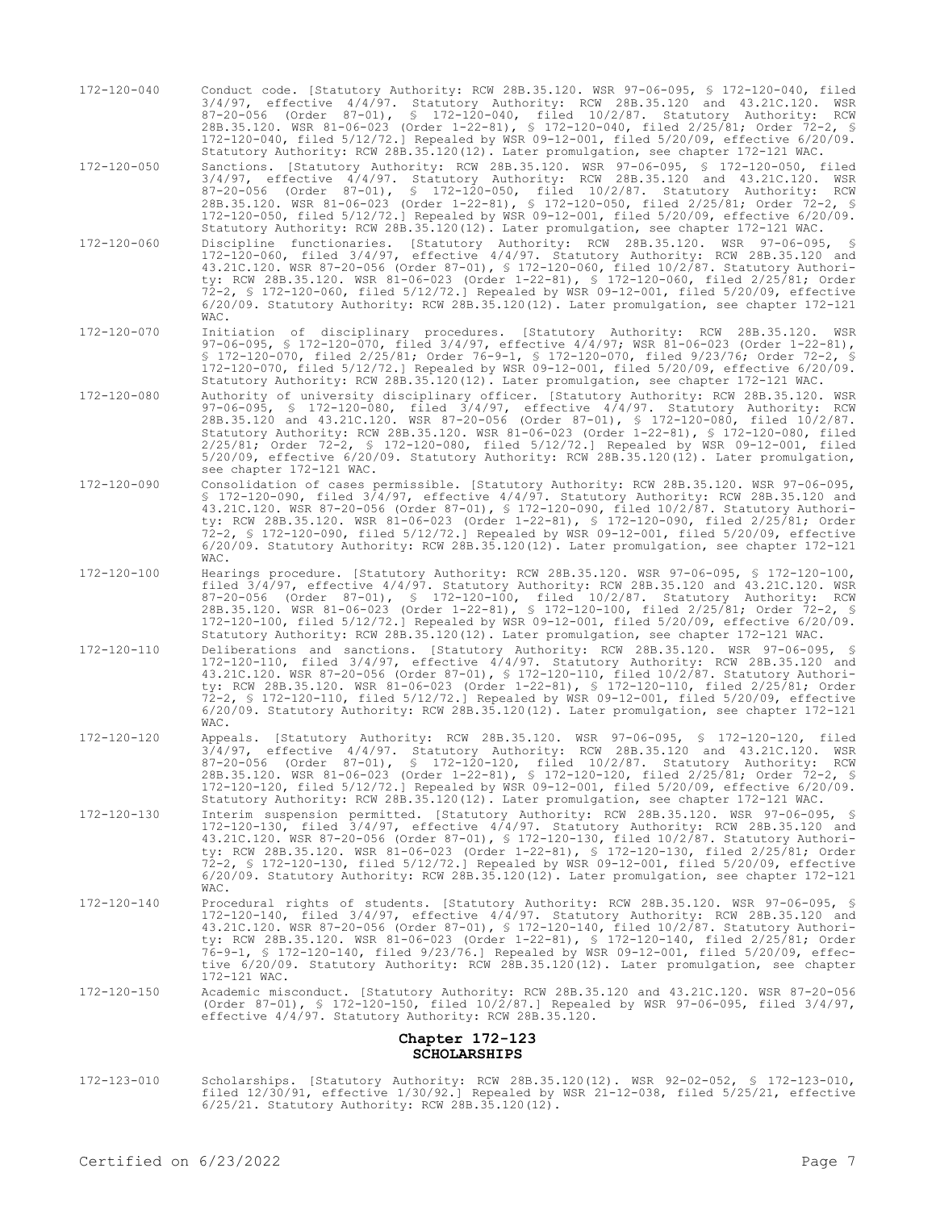172-120-040 Conduct code. [Statutory Authority: RCW 28B.35.120. WSR 97-06-095, § 172-120-040, filed 3/4/97, effective 4/4/97. Statutory Authority: RCW 28B.35.120 and 43.21C.120. WSR 87-20-056 (Order 87-01), § 172-120-040, filed 10/2/87. Statutory Authority: RCW 28B.35.120. WSR 81-06-023 (Order 1-22-81), § 172-120-040, filed 2/25/81; Order 72-2, § 172-120-040, filed 5/12/72.] Repealed by WSR 09-12-001, filed 5/20/09, effective 6/20/09. Statutory Authority: RCW 28B.35.120(12). Later promulgation, see chapter 172-121 WAC.

172-120-050 Sanctions. [Statutory Authority: RCW 28B.35.120. WSR 97-06-095, § 172-120-050, filed 3/4/97, effective 4/4/97. Statutory Authority: RCW 28B.35.120 and 43.21C.120. WSR 87-20-056 (Order 87-01), § 172-120-050, filed 10/2/87. Statutory Authority: RCW 28B.35.120. WSR 81-06-023 (Order 1-22-81), § 172-120-050, filed 2/25/81; Order 72-2, § 172-120-050, filed 5/12/72.] Repealed by WSR 09-12-001, filed 5/20/09, effective 6/20/09. Statutory Authority: RCW 28B.35.120(12). Later promulgation, see chapter 172-121 WAC.

172-120-060 Discipline functionaries. [Statutory Authority: RCW 28B.35.120. WSR 97-06-095, § 172-120-060, filed 3/4/97, effective 4/4/97. Statutory Authority: RCW 28B.35.120 and 43.21C.120. WSR 87-20-056 (Order 87-01), § 172-120-060, filed 10/2/87. Statutory Authority: RCW 28B.35.120. WSR 81-06-023 (Order 1-22-81), § 172-120-060, filed 2/25/81; Order 72-2, § 172-120-060, filed 5/12/72.] Repealed by WSR 09-12-001, filed 5/20/09, effective 6/20/09. Statutory Authority: RCW 28B.35.120(12). Later promulgation, see chapter 172-121 WAC.

172-120-070 Initiation of disciplinary procedures. [Statutory Authority: RCW 28B.35.120. WSR 97-06-095, § 172-120-070, filed 3/4/97, effective 4/4/97; WSR 81-06-023 (Order 1-22-81), § 172-120-070, filed 2/25/81; Order 76-9-1, § 172-120-070, filed 9/23/76; Order 72-2, § 172-120-070, filed 5/12/72.] Repealed by WSR 09-12-001, filed 5/20/09, effective 6/20/09. Statutory Authority: RCW 28B.35.120(12). Later promulgation, see chapter 172-121 WAC.

172-120-080 Authority of university disciplinary officer. [Statutory Authority: RCW 28B.35.120. WSR 97-06-095, § 172-120-080, filed 3/4/97, effective 4/4/97. Statutory Authority: RCW 28B.35.120 and 43.21C.120. WSR 87-20-056 (Order 87-01), § 172-120-080, filed 10/2/87. Statutory Authority: RCW 28B.35.120. WSR 81-06-023 (Order 1-22-81), § 172-120-080, filed 2/25/81; Order 72-2, § 172-120-080, filed 5/12/72.] Repealed by WSR 09-12-001, filed 5/20/09, effective 6/20/09. Statutory Authority: RCW 28B.35.120(12). Later promulgation, see chapter 172-121 WAC.

172-120-090 Consolidation of cases permissible. [Statutory Authority: RCW 28B.35.120. WSR 97-06-095, § 172-120-090, filed 3/4/97, effective 4/4/97. Statutory Authority: RCW 28B.35.120 and 43.21C.120. WSR 87-20-056 (Order 87-01), § 172-120-090, filed 10/2/87. Statutory Authority: RCW 28B.35.120. WSR 81-06-023 (Order 1-22-81), § 172-120-090, filed 2/25/81; Order 72-2, § 172-120-090, filed 5/12/72.] Repealed by WSR 09-12-001, filed 5/20/09, effective 6/20/09. Statutory Authority: RCW 28B.35.120(12). Later promulgation, see chapter 172-121 WAC.

172-120-100 Hearings procedure. [Statutory Authority: RCW 28B.35.120. WSR 97-06-095, § 172-120-100, filed 3/4/97, effective 4/4/97. Statutory Authority: RCW 28B.35.120 and 43.21C.120. WSR 87-20-056 (Order 87-01), § 172-120-100, filed 10/2/87. Statutory Authority: RCW 28B.35.120. WSR 81-06-023 (Order 1-22-81), § 172-120-100, filed 2/25/81; Order 72-2, § 172-120-100, filed 5/12/72.] Repealed by WSR 09-12-001, filed 5/20/09, effective 6/20/09. Statutory Authority: RCW 28B.35.120(12). Later promulgation, see chapter 172-121 WAC.

172-120-110 Deliberations and sanctions. [Statutory Authority: RCW 28B.35.120. WSR 97-06-095, § 172-120-110, filed 3/4/97, effective 4/4/97. Statutory Authority: RCW 28B.35.120 and 43.21C.120. WSR 87-20-056 (Order 87-01), § 172-120-110, filed 10/2/87. Statutory Authority: RCW 28B.35.120. WSR 81-06-023 (Order 1-22-81), § 172-120-110, filed 2/25/81; Order 72-2, § 172-120-110, filed 5/12/72.] Repealed by WSR 09-12-001, filed 5/20/09, effective 6/20/09. Statutory Authority: RCW 28B.35.120(12). Later promulgation, see chapter 172-121 WAC.

172-120-120 Appeals. [Statutory Authority: RCW 28B.35.120. WSR 97-06-095, § 172-120-120, filed 3/4/97, effective 4/4/97. Statutory Authority: RCW 28B.35.120 and 43.21C.120. WSR 87-20-056 (Order 87-01), § 172-120-120, filed 10/2/87. Statutory Authority: RCW 28B.35.120. WSR 81-06-023 (Order 1-22-81), § 172-120-120, filed 2/25/81; Order 72-2, § 172-120-120, filed 5/12/72.] Repealed by WSR 09-12-001, filed 5/20/09, effective 6/20/09. Statutory Authority: RCW 28B.35.120(12). Later promulgation, see chapter 172-121 WAC.

172-120-130 Interim suspension permitted. [Statutory Authority: RCW 28B.35.120. WSR 97-06-095, § 172-120-130, filed 3/4/97, effective 4/4/97. Statutory Authority: RCW 28B.35.120 and 43.21C.120. WSR 87-20-056 (Order 87-01), § 172-120-130, filed 10/2/87. Statutory Authority: RCW 28B.35.120. WSR 81-06-023 (Order 1-22-81), § 172-120-130, filed 2/25/81; Order 72-2, § 172-120-130, filed 5/12/72.] Repealed by WSR 09-12-001, filed 5/20/09, effective 6/20/09. Statutory Authority: RCW 28B.35.120(12). Later promulgation, see chapter 172-121 WAC.

172-120-140 Procedural rights of students. [Statutory Authority: RCW 28B.35.120. WSR 97-06-095, § 172-120-140, filed 3/4/97, effective 4/4/97. Statutory Authority: RCW 28B.35.120 and 43.21C.120. WSR 87-20-056 (Order 87-01), § 172-120-140, filed 10/2/87. Statutory Authority: RCW 28B.35.120. WSR 81-06-023 (Order 1-22-81), § 172-120-140, filed 2/25/81; Order 76-9-1, § 172-120-140, filed 9/23/76.] Repealed by WSR 09-12-001, filed 5/20/09, effective 6/20/09. Statutory Authority: RCW 28B.35.120(12). Later promulgation, see chapter 172-121 WAC.

172-120-150 Academic misconduct. [Statutory Authority: RCW 28B.35.120 and 43.21C.120. WSR 87-20-056 (Order 87-01), § 172-120-150, filed 10/2/87.] Repealed by WSR 97-06-095, filed 3/4/97, effective 4/4/97. Statutory Authority: RCW 28B.35.120.

## Chapter 172-123
## SCHOLARSHIPS

172-123-010 Scholarships. [Statutory Authority: RCW 28B.35.120(12). WSR 92-02-052, § 172-123-010, filed 12/30/91, effective 1/30/92.] Repealed by WSR 21-12-038, filed 5/25/21, effective 6/25/21. Statutory Authority: RCW 28B.35.120(12).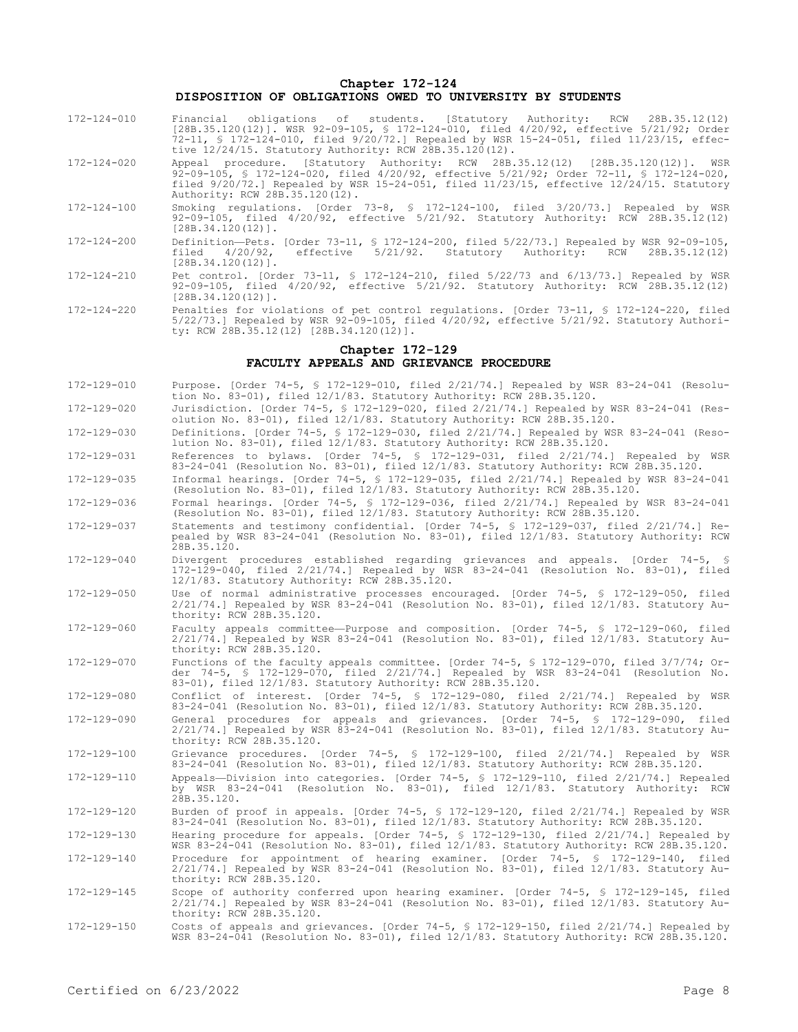## Chapter 172-124
## DISPOSITION OF OBLIGATIONS OWED TO UNIVERSITY BY STUDENTS

| | |
|---|---|
| 172-124-010 | Financial obligations of students. [Statutory Authority: RCW 28B.35.12(12) [28B.35.120(12)]. WSR 92-09-105, § 172-124-010, filed 4/20/92, effective 5/21/92; Order 72-11, § 172-124-010, filed 9/20/72.] Repealed by WSR 15-24-051, filed 11/23/15, effective 12/24/15. Statutory Authority: RCW 28B.35.120(12). |
| 172-124-020 | Appeal procedure. [Statutory Authority: RCW 28B.35.12(12) [28B.35.120(12)]. WSR 92-09-105, § 172-124-020, filed 4/20/92, effective 5/21/92; Order 72-11, § 172-124-020, filed 9/20/72.] Repealed by WSR 15-24-051, filed 11/23/15, effective 12/24/15. Statutory Authority: RCW 28B.35.120(12). |
| 172-124-100 | Smoking regulations. [Order 73-8, § 172-124-100, filed 3/20/73.] Repealed by WSR 92-09-105, filed 4/20/92, effective 5/21/92. Statutory Authority: RCW 28B.35.12(12) [28B.34.120(12)]. |
| 172-124-200 | Definition—Pets. [Order 73-11, § 172-124-200, filed 5/22/73.] Repealed by WSR 92-09-105, filed 4/20/92, effective 5/21/92. Statutory Authority: RCW 28B.35.12(12) [28B.34.120(12)]. |
| 172-124-210 | Pet control. [Order 73-11, § 172-124-210, filed 5/22/73 and 6/13/73.] Repealed by WSR 92-09-105, filed 4/20/92, effective 5/21/92. Statutory Authority: RCW 28B.35.12(12) [28B.34.120(12)]. |
| 172-124-220 | Penalties for violations of pet control regulations. [Order 73-11, § 172-124-220, filed 5/22/73.] Repealed by WSR 92-09-105, filed 4/20/92, effective 5/21/92. Statutory Authority: RCW 28B.35.12(12) [28B.34.120(12)]. |

## Chapter 172-129
## FACULTY APPEALS AND GRIEVANCE PROCEDURE

| | |
|---|---|
| 172-129-010 | Purpose. [Order 74-5, § 172-129-010, filed 2/21/74.] Repealed by WSR 83-24-041 (Resolution No. 83-01), filed 12/1/83. Statutory Authority: RCW 28B.35.120. |
| 172-129-020 | Jurisdiction. [Order 74-5, § 172-129-020, filed 2/21/74.] Repealed by WSR 83-24-041 (Resolution No. 83-01), filed 12/1/83. Statutory Authority: RCW 28B.35.120. |
| 172-129-030 | Definitions. [Order 74-5, § 172-129-030, filed 2/21/74.] Repealed by WSR 83-24-041 (Resolution No. 83-01), filed 12/1/83. Statutory Authority: RCW 28B.35.120. |
| 172-129-031 | References to bylaws. [Order 74-5, § 172-129-031, filed 2/21/74.] Repealed by WSR 83-24-041 (Resolution No. 83-01), filed 12/1/83. Statutory Authority: RCW 28B.35.120. |
| 172-129-035 | Informal hearings. [Order 74-5, § 172-129-035, filed 2/21/74.] Repealed by WSR 83-24-041 (Resolution No. 83-01), filed 12/1/83. Statutory Authority: RCW 28B.35.120. |
| 172-129-036 | Formal hearings. [Order 74-5, § 172-129-036, filed 2/21/74.] Repealed by WSR 83-24-041 (Resolution No. 83-01), filed 12/1/83. Statutory Authority: RCW 28B.35.120. |
| 172-129-037 | Statements and testimony confidential. [Order 74-5, § 172-129-037, filed 2/21/74.] Repealed by WSR 83-24-041 (Resolution No. 83-01), filed 12/1/83. Statutory Authority: RCW 28B.35.120. |
| 172-129-040 | Divergent procedures established regarding grievances and appeals. [Order 74-5, § 172-129-040, filed 2/21/74.] Repealed by WSR 83-24-041 (Resolution No. 83-01), filed 12/1/83. Statutory Authority: RCW 28B.35.120. |
| 172-129-050 | Use of normal administrative processes encouraged. [Order 74-5, § 172-129-050, filed 2/21/74.] Repealed by WSR 83-24-041 (Resolution No. 83-01), filed 12/1/83. Statutory Authority: RCW 28B.35.120. |
| 172-129-060 | Faculty appeals committee—Purpose and composition. [Order 74-5, § 172-129-060, filed 2/21/74.] Repealed by WSR 83-24-041 (Resolution No. 83-01), filed 12/1/83. Statutory Authority: RCW 28B.35.120. |
| 172-129-070 | Functions of the faculty appeals committee. [Order 74-5, § 172-129-070, filed 3/7/74; Order 74-5, § 172-129-070, filed 2/21/74.] Repealed by WSR 83-24-041 (Resolution No. 83-01), filed 12/1/83. Statutory Authority: RCW 28B.35.120. |
| 172-129-080 | Conflict of interest. [Order 74-5, § 172-129-080, filed 2/21/74.] Repealed by WSR 83-24-041 (Resolution No. 83-01), filed 12/1/83. Statutory Authority: RCW 28B.35.120. |
| 172-129-090 | General procedures for appeals and grievances. [Order 74-5, § 172-129-090, filed 2/21/74.] Repealed by WSR 83-24-041 (Resolution No. 83-01), filed 12/1/83. Statutory Authority: RCW 28B.35.120. |
| 172-129-100 | Grievance procedures. [Order 74-5, § 172-129-100, filed 2/21/74.] Repealed by WSR 83-24-041 (Resolution No. 83-01), filed 12/1/83. Statutory Authority: RCW 28B.35.120. |
| 172-129-110 | Appeals—Division into categories. [Order 74-5, § 172-129-110, filed 2/21/74.] Repealed by WSR 83-24-041 (Resolution No. 83-01), filed 12/1/83. Statutory Authority: RCW 28B.35.120. |
| 172-129-120 | Burden of proof in appeals. [Order 74-5, § 172-129-120, filed 2/21/74.] Repealed by WSR 83-24-041 (Resolution No. 83-01), filed 12/1/83. Statutory Authority: RCW 28B.35.120. |
| 172-129-130 | Hearing procedure for appeals. [Order 74-5, § 172-129-130, filed 2/21/74.] Repealed by WSR 83-24-041 (Resolution No. 83-01), filed 12/1/83. Statutory Authority: RCW 28B.35.120. |
| 172-129-140 | Procedure for appointment of hearing examiner. [Order 74-5, § 172-129-140, filed 2/21/74.] Repealed by WSR 83-24-041 (Resolution No. 83-01), filed 12/1/83. Statutory Authority: RCW 28B.35.120. |
| 172-129-145 | Scope of authority conferred upon hearing examiner. [Order 74-5, § 172-129-145, filed 2/21/74.] Repealed by WSR 83-24-041 (Resolution No. 83-01), filed 12/1/83. Statutory Authority: RCW 28B.35.120. |
| 172-129-150 | Costs of appeals and grievances. [Order 74-5, § 172-129-150, filed 2/21/74.] Repealed by WSR 83-24-041 (Resolution No. 83-01), filed 12/1/83. Statutory Authority: RCW 28B.35.120. |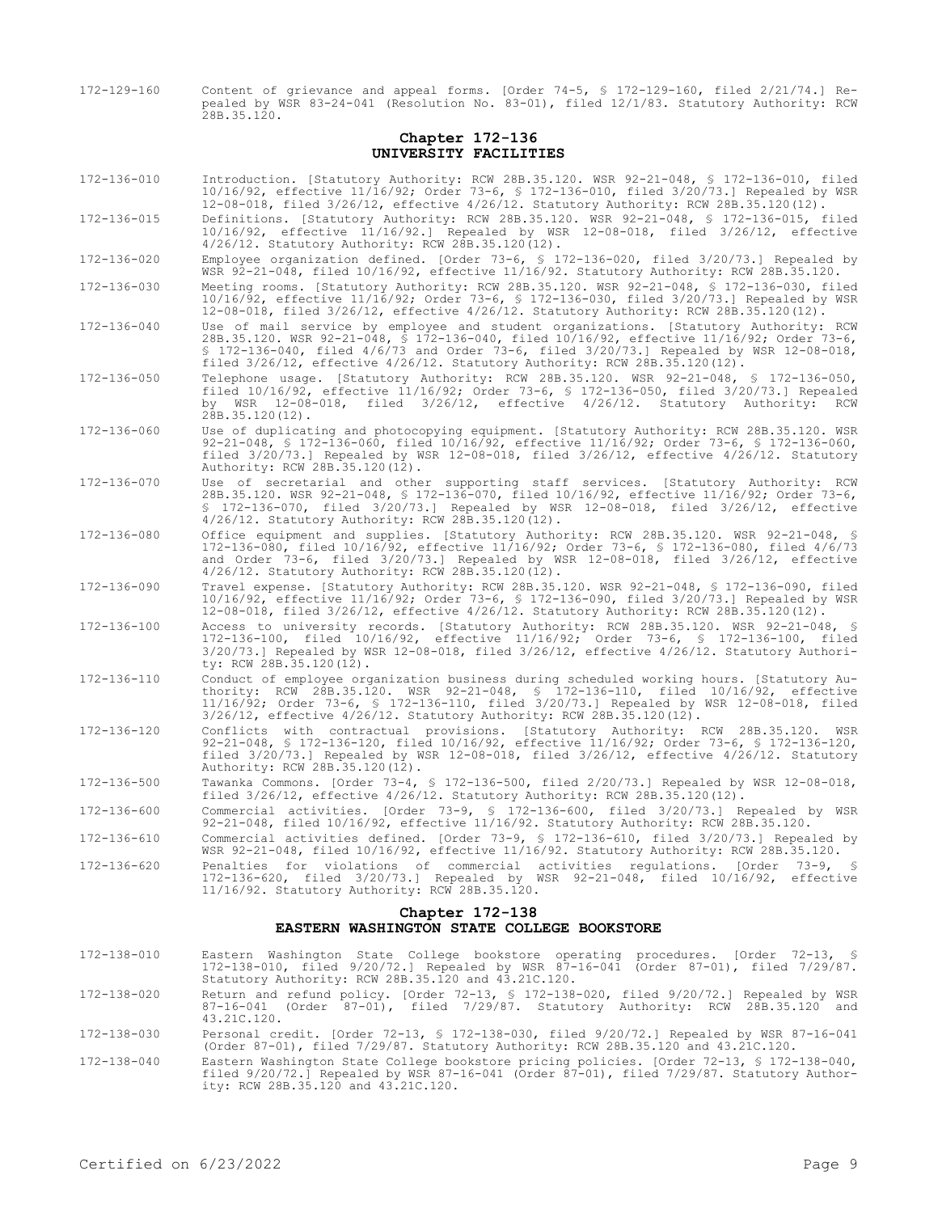172-129-160 Content of grievance and appeal forms. [Order 74-5, § 172-129-160, filed 2/21/74.] Repealed by WSR 83-24-041 (Resolution No. 83-01), filed 12/1/83. Statutory Authority: RCW 28B.35.120.

## Chapter 172-136
## UNIVERSITY FACILITIES

172-136-010 Introduction. [Statutory Authority: RCW 28B.35.120. WSR 92-21-048, § 172-136-010, filed 10/16/92, effective 11/16/92; Order 73-6, § 172-136-010, filed 3/20/73.] Repealed by WSR 12-08-018, filed 3/26/12, effective 4/26/12. Statutory Authority: RCW 28B.35.120(12).

172-136-015 Definitions. [Statutory Authority: RCW 28B.35.120. WSR 92-21-048, § 172-136-015, filed 10/16/92, effective 11/16/92.] Repealed by WSR 12-08-018, filed 3/26/12, effective 4/26/12. Statutory Authority: RCW 28B.35.120(12).

172-136-020 Employee organization defined. [Order 73-6, § 172-136-020, filed 3/20/73.] Repealed by WSR 92-21-048, filed 10/16/92, effective 11/16/92. Statutory Authority: RCW 28B.35.120.

172-136-030 Meeting rooms. [Statutory Authority: RCW 28B.35.120. WSR 92-21-048, § 172-136-030, filed 10/16/92, effective 11/16/92; Order 73-6, § 172-136-030, filed 3/20/73.] Repealed by WSR 12-08-018, filed 3/26/12, effective 4/26/12. Statutory Authority: RCW 28B.35.120(12).

172-136-040 Use of mail service by employee and student organizations. [Statutory Authority: RCW 28B.35.120. WSR 92-21-048, § 172-136-040, filed 10/16/92, effective 11/16/92; Order 73-6, § 172-136-040, filed 4/6/73 and Order 73-6, filed 3/20/73.] Repealed by WSR 12-08-018, filed 3/26/12, effective 4/26/12. Statutory Authority: RCW 28B.35.120(12).

172-136-050 Telephone usage. [Statutory Authority: RCW 28B.35.120. WSR 92-21-048, § 172-136-050, filed 10/16/92, effective 11/16/92; Order 73-6, § 172-136-050, filed 3/20/73.] Repealed by WSR 12-08-018, filed 3/26/12, effective 4/26/12. Statutory Authority: RCW 28B.35.120(12).

172-136-060 Use of duplicating and photocopying equipment. [Statutory Authority: RCW 28B.35.120. WSR 92-21-048, § 172-136-060, filed 10/16/92, effective 11/16/92; Order 73-6, § 172-136-060, filed 3/20/73.] Repealed by WSR 12-08-018, filed 3/26/12, effective 4/26/12. Statutory Authority: RCW 28B.35.120(12).

172-136-070 Use of secretarial and other supporting staff services. [Statutory Authority: RCW 28B.35.120. WSR 92-21-048, § 172-136-070, filed 10/16/92, effective 11/16/92; Order 73-6, § 172-136-070, filed 3/20/73.] Repealed by WSR 12-08-018, filed 3/26/12, effective 4/26/12. Statutory Authority: RCW 28B.35.120(12).

172-136-080 Office equipment and supplies. [Statutory Authority: RCW 28B.35.120. WSR 92-21-048, § 172-136-080, filed 10/16/92, effective 11/16/92; Order 73-6, § 172-136-080, filed 4/6/73 and Order 73-6, filed 3/20/73.] Repealed by WSR 12-08-018, filed 3/26/12, effective 4/26/12. Statutory Authority: RCW 28B.35.120(12).

172-136-090 Travel expense. [Statutory Authority: RCW 28B.35.120. WSR 92-21-048, § 172-136-090, filed 10/16/92, effective 11/16/92; Order 73-6, § 172-136-090, filed 3/20/73.] Repealed by WSR 12-08-018, filed 3/26/12, effective 4/26/12. Statutory Authority: RCW 28B.35.120(12).

172-136-100 Access to university records. [Statutory Authority: RCW 28B.35.120. WSR 92-21-048, § 172-136-100, filed 10/16/92, effective 11/16/92; Order 73-6, § 172-136-100, filed 3/20/73.] Repealed by WSR 12-08-018, filed 3/26/12, effective 4/26/12. Statutory Authority: RCW 28B.35.120(12).

172-136-110 Conduct of employee organization business during scheduled working hours. [Statutory Authority: RCW 28B.35.120. WSR 92-21-048, § 172-136-110, filed 10/16/92, effective 11/16/92; Order 73-6, § 172-136-110, filed 3/20/73.] Repealed by WSR 12-08-018, filed 3/26/12, effective 4/26/12. Statutory Authority: RCW 28B.35.120(12).

172-136-120 Conflicts with contractual provisions. [Statutory Authority: RCW 28B.35.120. WSR 92-21-048, § 172-136-120, filed 10/16/92, effective 11/16/92; Order 73-6, § 172-136-120, filed 3/20/73.] Repealed by WSR 12-08-018, filed 3/26/12, effective 4/26/12. Statutory Authority: RCW 28B.35.120(12).

172-136-500 Tawanka Commons. [Order 73-4, § 172-136-500, filed 2/20/73.] Repealed by WSR 12-08-018, filed 3/26/12, effective 4/26/12. Statutory Authority: RCW 28B.35.120(12).

172-136-600 Commercial activities. [Order 73-9, § 172-136-600, filed 3/20/73.] Repealed by WSR 92-21-048, filed 10/16/92, effective 11/16/92. Statutory Authority: RCW 28B.35.120.

172-136-610 Commercial activities defined. [Order 73-9, § 172-136-610, filed 3/20/73.] Repealed by WSR 92-21-048, filed 10/16/92, effective 11/16/92. Statutory Authority: RCW 28B.35.120.

172-136-620 Penalties for violations of commercial activities regulations. [Order 73-9, § 172-136-620, filed 3/20/73.] Repealed by WSR 92-21-048, filed 10/16/92, effective 11/16/92. Statutory Authority: RCW 28B.35.120.

## Chapter 172-138
## EASTERN WASHINGTON STATE COLLEGE BOOKSTORE

172-138-010 Eastern Washington State College bookstore operating procedures. [Order 72-13, § 172-138-010, filed 9/20/72.] Repealed by WSR 87-16-041 (Order 87-01), filed 7/29/87. Statutory Authority: RCW 28B.35.120 and 43.21C.120.

172-138-020 Return and refund policy. [Order 72-13, § 172-138-020, filed 9/20/72.] Repealed by WSR 87-16-041 (Order 87-01), filed 7/29/87. Statutory Authority: RCW 28B.35.120 and 43.21C.120.

172-138-030 Personal credit. [Order 72-13, § 172-138-030, filed 9/20/72.] Repealed by WSR 87-16-041 (Order 87-01), filed 7/29/87. Statutory Authority: RCW 28B.35.120 and 43.21C.120.

172-138-040 Eastern Washington State College bookstore pricing policies. [Order 72-13, § 172-138-040, filed 9/20/72.] Repealed by WSR 87-16-041 (Order 87-01), filed 7/29/87. Statutory Authority: RCW 28B.35.120 and 43.21C.120.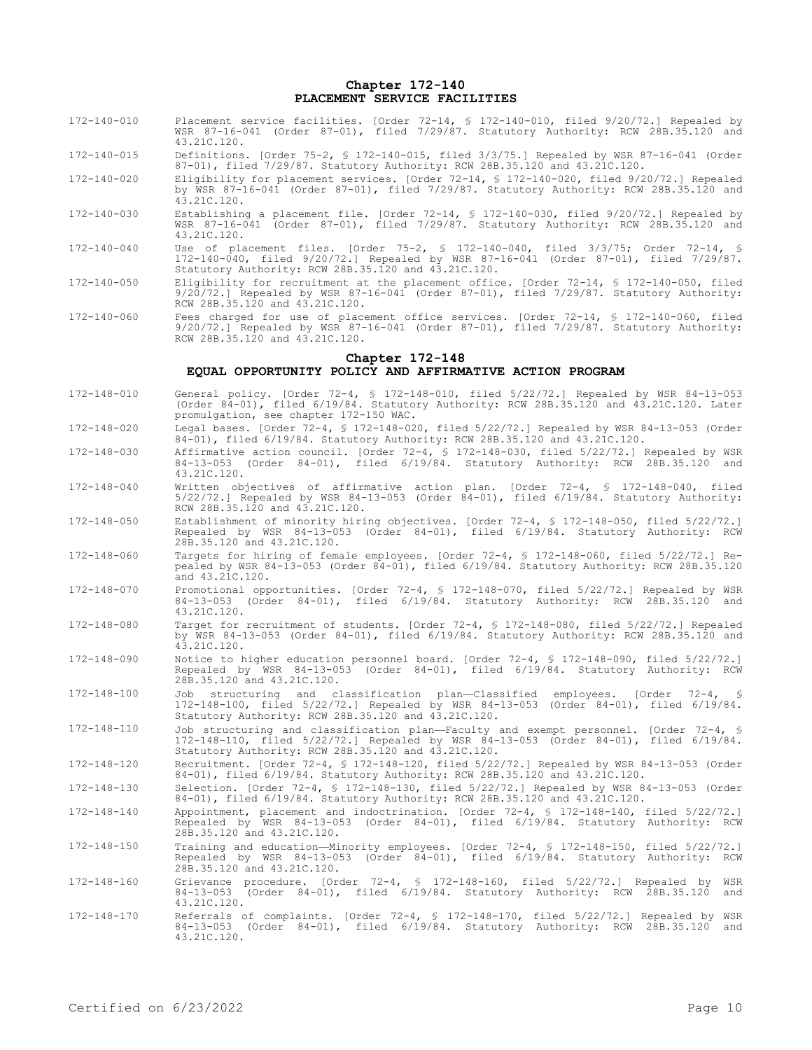# Chapter 172-140
## PLACEMENT SERVICE FACILITIES

| | |
|---|---|
| 172-140-010 | Placement service facilities. [Order 72-14, § 172-140-010, filed 9/20/72.] Repealed by WSR 87-16-041 (Order 87-01), filed 7/29/87. Statutory Authority: RCW 28B.35.120 and 43.21C.120. |
| 172-140-015 | Definitions. [Order 75-2, § 172-140-015, filed 3/3/75.] Repealed by WSR 87-16-041 (Order 87-01), filed 7/29/87. Statutory Authority: RCW 28B.35.120 and 43.21C.120. |
| 172-140-020 | Eligibility for placement services. [Order 72-14, § 172-140-020, filed 9/20/72.] Repealed by WSR 87-16-041 (Order 87-01), filed 7/29/87. Statutory Authority: RCW 28B.35.120 and 43.21C.120. |
| 172-140-030 | Establishing a placement file. [Order 72-14, § 172-140-030, filed 9/20/72.] Repealed by WSR 87-16-041 (Order 87-01), filed 7/29/87. Statutory Authority: RCW 28B.35.120 and 43.21C.120. |
| 172-140-040 | Use of placement files. [Order 75-2, § 172-140-040, filed 3/3/75; Order 72-14, § 172-140-040, filed 9/20/72.] Repealed by WSR 87-16-041 (Order 87-01), filed 7/29/87. Statutory Authority: RCW 28B.35.120 and 43.21C.120. |
| 172-140-050 | Eligibility for recruitment at the placement office. [Order 72-14, § 172-140-050, filed 9/20/72.] Repealed by WSR 87-16-041 (Order 87-01), filed 7/29/87. Statutory Authority: RCW 28B.35.120 and 43.21C.120. |
| 172-140-060 | Fees charged for use of placement office services. [Order 72-14, § 172-140-060, filed 9/20/72.] Repealed by WSR 87-16-041 (Order 87-01), filed 7/29/87. Statutory Authority: RCW 28B.35.120 and 43.21C.120. |

# Chapter 172-148
## EQUAL OPPORTUNITY POLICY AND AFFIRMATIVE ACTION PROGRAM

| | |
|---|---|
| 172-148-010 | General policy. [Order 72-4, § 172-148-010, filed 5/22/72.] Repealed by WSR 84-13-053 (Order 84-01), filed 6/19/84. Statutory Authority: RCW 28B.35.120 and 43.21C.120. Later promulgation, see chapter 172-150 WAC. |
| 172-148-020 | Legal bases. [Order 72-4, § 172-148-020, filed 5/22/72.] Repealed by WSR 84-13-053 (Order 84-01), filed 6/19/84. Statutory Authority: RCW 28B.35.120 and 43.21C.120. |
| 172-148-030 | Affirmative action council. [Order 72-4, § 172-148-030, filed 5/22/72.] Repealed by WSR 84-13-053 (Order 84-01), filed 6/19/84. Statutory Authority: RCW 28B.35.120 and 43.21C.120. |
| 172-148-040 | Written objectives of affirmative action plan. [Order 72-4, § 172-148-040, filed 5/22/72.] Repealed by WSR 84-13-053 (Order 84-01), filed 6/19/84. Statutory Authority: RCW 28B.35.120 and 43.21C.120. |
| 172-148-050 | Establishment of minority hiring objectives. [Order 72-4, § 172-148-050, filed 5/22/72.] Repealed by WSR 84-13-053 (Order 84-01), filed 6/19/84. Statutory Authority: RCW 28B.35.120 and 43.21C.120. |
| 172-148-060 | Targets for hiring of female employees. [Order 72-4, § 172-148-060, filed 5/22/72.] Repealed by WSR 84-13-053 (Order 84-01), filed 6/19/84. Statutory Authority: RCW 28B.35.120 and 43.21C.120. |
| 172-148-070 | Promotional opportunities. [Order 72-4, § 172-148-070, filed 5/22/72.] Repealed by WSR 84-13-053 (Order 84-01), filed 6/19/84. Statutory Authority: RCW 28B.35.120 and 43.21C.120. |
| 172-148-080 | Target for recruitment of students. [Order 72-4, § 172-148-080, filed 5/22/72.] Repealed by WSR 84-13-053 (Order 84-01), filed 6/19/84. Statutory Authority: RCW 28B.35.120 and 43.21C.120. |
| 172-148-090 | Notice to higher education personnel board. [Order 72-4, § 172-148-090, filed 5/22/72.] Repealed by WSR 84-13-053 (Order 84-01), filed 6/19/84. Statutory Authority: RCW 28B.35.120 and 43.21C.120. |
| 172-148-100 | Job structuring and classification plan—Classified employees. [Order 72-4, § 172-148-100, filed 5/22/72.] Repealed by WSR 84-13-053 (Order 84-01), filed 6/19/84. Statutory Authority: RCW 28B.35.120 and 43.21C.120. |
| 172-148-110 | Job structuring and classification plan—Faculty and exempt personnel. [Order 72-4, § 172-148-110, filed 5/22/72.] Repealed by WSR 84-13-053 (Order 84-01), filed 6/19/84. Statutory Authority: RCW 28B.35.120 and 43.21C.120. |
| 172-148-120 | Recruitment. [Order 72-4, § 172-148-120, filed 5/22/72.] Repealed by WSR 84-13-053 (Order 84-01), filed 6/19/84. Statutory Authority: RCW 28B.35.120 and 43.21C.120. |
| 172-148-130 | Selection. [Order 72-4, § 172-148-130, filed 5/22/72.] Repealed by WSR 84-13-053 (Order 84-01), filed 6/19/84. Statutory Authority: RCW 28B.35.120 and 43.21C.120. |
| 172-148-140 | Appointment, placement and indoctrination. [Order 72-4, § 172-148-140, filed 5/22/72.] Repealed by WSR 84-13-053 (Order 84-01), filed 6/19/84. Statutory Authority: RCW 28B.35.120 and 43.21C.120. |
| 172-148-150 | Training and education—Minority employees. [Order 72-4, § 172-148-150, filed 5/22/72.] Repealed by WSR 84-13-053 (Order 84-01), filed 6/19/84. Statutory Authority: RCW 28B.35.120 and 43.21C.120. |
| 172-148-160 | Grievance procedure. [Order 72-4, § 172-148-160, filed 5/22/72.] Repealed by WSR 84-13-053 (Order 84-01), filed 6/19/84. Statutory Authority: RCW 28B.35.120 and 43.21C.120. |
| 172-148-170 | Referrals of complaints. [Order 72-4, § 172-148-170, filed 5/22/72.] Repealed by WSR 84-13-053 (Order 84-01), filed 6/19/84. Statutory Authority: RCW 28B.35.120 and 43.21C.120. |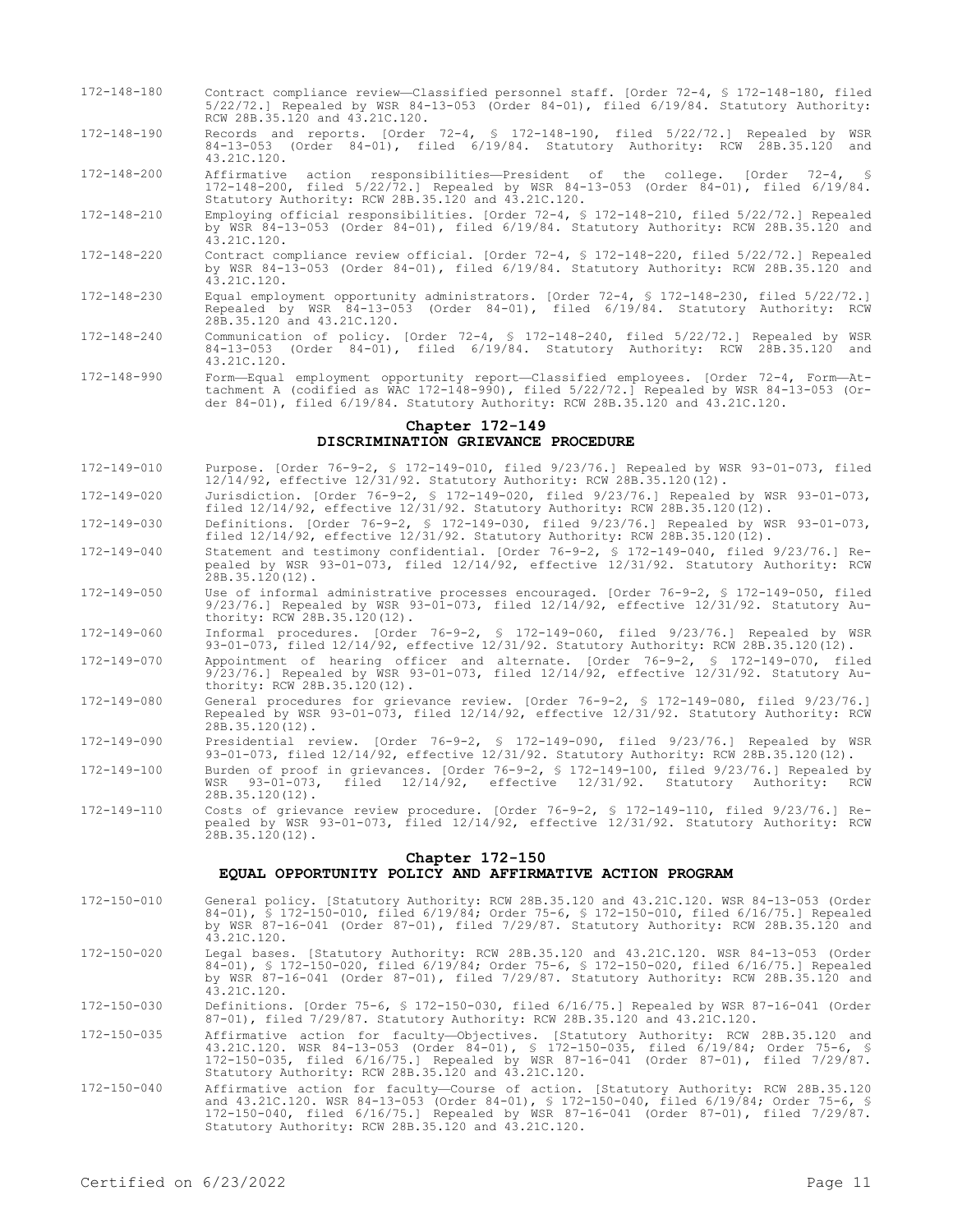172-148-180 Contract compliance review—Classified personnel staff. [Order 72-4, § 172-148-180, filed 5/22/72.] Repealed by WSR 84-13-053 (Order 84-01), filed 6/19/84. Statutory Authority: RCW 28B.35.120 and 43.21C.120.

172-148-190 Records and reports. [Order 72-4, § 172-148-190, filed 5/22/72.] Repealed by WSR 84-13-053 (Order 84-01), filed 6/19/84. Statutory Authority: RCW 28B.35.120 and 43.21C.120.

172-148-200 Affirmative action responsibilities—President of the college. [Order 72-4, § 172-148-200, filed 5/22/72.] Repealed by WSR 84-13-053 (Order 84-01), filed 6/19/84. Statutory Authority: RCW 28B.35.120 and 43.21C.120.

172-148-210 Employing official responsibilities. [Order 72-4, § 172-148-210, filed 5/22/72.] Repealed by WSR 84-13-053 (Order 84-01), filed 6/19/84. Statutory Authority: RCW 28B.35.120 and 43.21C.120.

172-148-220 Contract compliance review official. [Order 72-4, § 172-148-220, filed 5/22/72.] Repealed by WSR 84-13-053 (Order 84-01), filed 6/19/84. Statutory Authority: RCW 28B.35.120 and 43.21C.120.

172-148-230 Equal employment opportunity administrators. [Order 72-4, § 172-148-230, filed 5/22/72.] Repealed by WSR 84-13-053 (Order 84-01), filed 6/19/84. Statutory Authority: RCW 28B.35.120 and 43.21C.120.

172-148-240 Communication of policy. [Order 72-4, § 172-148-240, filed 5/22/72.] Repealed by WSR 84-13-053 (Order 84-01), filed 6/19/84. Statutory Authority: RCW 28B.35.120 and 43.21C.120.

172-148-990 Form—Equal employment opportunity report—Classified employees. [Order 72-4, Form—Attachment A (codified as WAC 172-148-990), filed 5/22/72.] Repealed by WSR 84-13-053 (Order 84-01), filed 6/19/84. Statutory Authority: RCW 28B.35.120 and 43.21C.120.

## Chapter 172-149
## DISCRIMINATION GRIEVANCE PROCEDURE

172-149-010 Purpose. [Order 76-9-2, § 172-149-010, filed 9/23/76.] Repealed by WSR 93-01-073, filed 12/14/92, effective 12/31/92. Statutory Authority: RCW 28B.35.120(12).

172-149-020 Jurisdiction. [Order 76-9-2, § 172-149-020, filed 9/23/76.] Repealed by WSR 93-01-073, filed 12/14/92, effective 12/31/92. Statutory Authority: RCW 28B.35.120(12).

172-149-030 Definitions. [Order 76-9-2, § 172-149-030, filed 9/23/76.] Repealed by WSR 93-01-073, filed 12/14/92, effective 12/31/92. Statutory Authority: RCW 28B.35.120(12).

172-149-040 Statement and testimony confidential. [Order 76-9-2, § 172-149-040, filed 9/23/76.] Repealed by WSR 93-01-073, filed 12/14/92, effective 12/31/92. Statutory Authority: RCW 28B.35.120(12).

172-149-050 Use of informal administrative processes encouraged. [Order 76-9-2, § 172-149-050, filed 9/23/76.] Repealed by WSR 93-01-073, filed 12/14/92, effective 12/31/92. Statutory Authority: RCW 28B.35.120(12).

172-149-060 Informal procedures. [Order 76-9-2, § 172-149-060, filed 9/23/76.] Repealed by WSR 93-01-073, filed 12/14/92, effective 12/31/92. Statutory Authority: RCW 28B.35.120(12).

172-149-070 Appointment of hearing officer and alternate. [Order 76-9-2, § 172-149-070, filed 9/23/76.] Repealed by WSR 93-01-073, filed 12/14/92, effective 12/31/92. Statutory Authority: RCW 28B.35.120(12).

172-149-080 General procedures for grievance review. [Order 76-9-2, § 172-149-080, filed 9/23/76.] Repealed by WSR 93-01-073, filed 12/14/92, effective 12/31/92. Statutory Authority: RCW 28B.35.120(12).

172-149-090 Presidential review. [Order 76-9-2, § 172-149-090, filed 9/23/76.] Repealed by WSR 93-01-073, filed 12/14/92, effective 12/31/92. Statutory Authority: RCW 28B.35.120(12).

172-149-100 Burden of proof in grievances. [Order 76-9-2, § 172-149-100, filed 9/23/76.] Repealed by WSR 93-01-073, filed 12/14/92, effective 12/31/92. Statutory Authority: RCW 28B.35.120(12).

172-149-110 Costs of grievance review procedure. [Order 76-9-2, § 172-149-110, filed 9/23/76.] Repealed by WSR 93-01-073, filed 12/14/92, effective 12/31/92. Statutory Authority: RCW 28B.35.120(12).

## Chapter 172-150
## EQUAL OPPORTUNITY POLICY AND AFFIRMATIVE ACTION PROGRAM

172-150-010 General policy. [Statutory Authority: RCW 28B.35.120 and 43.21C.120. WSR 84-13-053 (Order 84-01), § 172-150-010, filed 6/19/84; Order 75-6, § 172-150-010, filed 6/16/75.] Repealed by WSR 87-16-041 (Order 87-01), filed 7/29/87. Statutory Authority: RCW 28B.35.120 and 43.21C.120.

172-150-020 Legal bases. [Statutory Authority: RCW 28B.35.120 and 43.21C.120. WSR 84-13-053 (Order 84-01), § 172-150-020, filed 6/19/84; Order 75-6, § 172-150-020, filed 6/16/75.] Repealed by WSR 87-16-041 (Order 87-01), filed 7/29/87. Statutory Authority: RCW 28B.35.120 and 43.21C.120.

172-150-030 Definitions. [Order 75-6, § 172-150-030, filed 6/16/75.] Repealed by WSR 87-16-041 (Order 87-01), filed 7/29/87. Statutory Authority: RCW 28B.35.120 and 43.21C.120.

172-150-035 Affirmative action for faculty—Objectives. [Statutory Authority: RCW 28B.35.120 and 43.21C.120. WSR 84-13-053 (Order 84-01), § 172-150-035, filed 6/19/84; Order 75-6, § 172-150-035, filed 6/16/75.] Repealed by WSR 87-16-041 (Order 87-01), filed 7/29/87. Statutory Authority: RCW 28B.35.120 and 43.21C.120.

172-150-040 Affirmative action for faculty—Course of action. [Statutory Authority: RCW 28B.35.120 and 43.21C.120. WSR 84-13-053 (Order 84-01), § 172-150-040, filed 6/19/84; Order 75-6, § 172-150-040, filed 6/16/75.] Repealed by WSR 87-16-041 (Order 87-01), filed 7/29/87. Statutory Authority: RCW 28B.35.120 and 43.21C.120.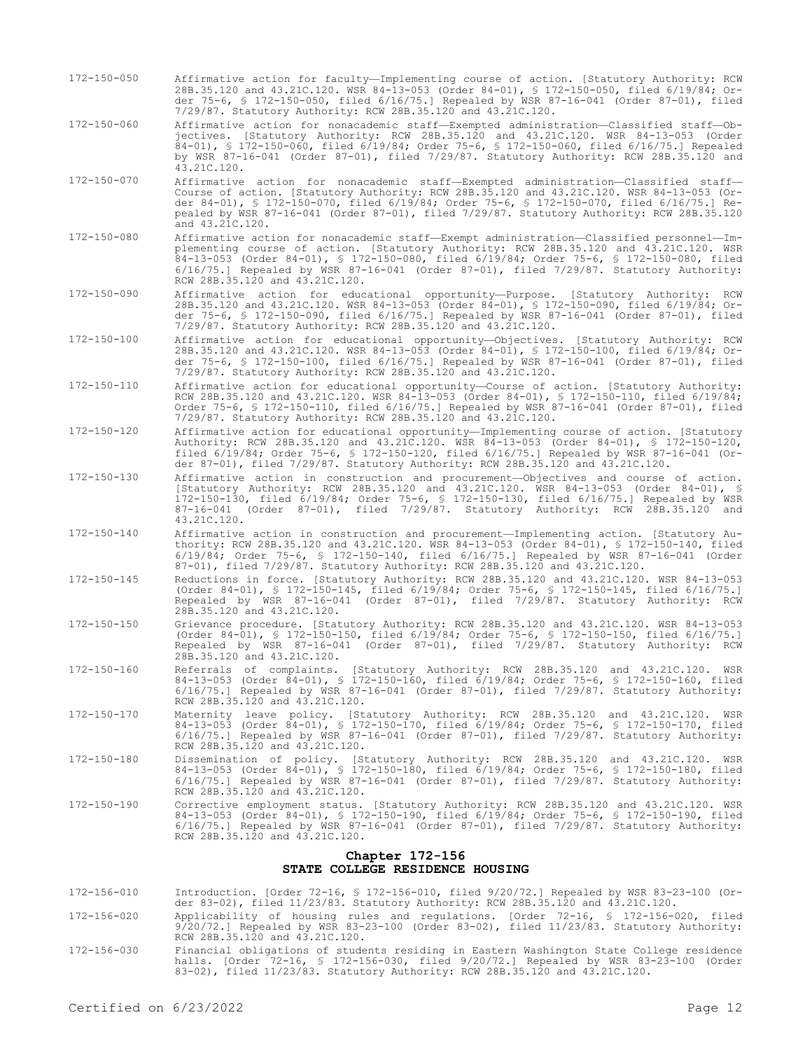172-150-050 Affirmative action for faculty—Implementing course of action. [Statutory Authority: RCW 28B.35.120 and 43.21C.120. WSR 84-13-053 (Order 84-01), § 172-150-050, filed 6/19/84; Order 75-6, § 172-150-050, filed 6/16/75.] Repealed by WSR 87-16-041 (Order 87-01), filed 7/29/87. Statutory Authority: RCW 28B.35.120 and 43.21C.120.

172-150-060 Affirmative action for nonacademic staff—Exempted administration—Classified staff—Objectives. [Statutory Authority: RCW 28B.35.120 and 43.21C.120. WSR 84-13-053 (Order 84-01), § 172-150-060, filed 6/19/84; Order 75-6, § 172-150-060, filed 6/16/75.] Repealed by WSR 87-16-041 (Order 87-01), filed 7/29/87. Statutory Authority: RCW 28B.35.120 and 43.21C.120.

172-150-070 Affirmative action for nonacademic staff—Exempted administration—Classified staff—Course of action. [Statutory Authority: RCW 28B.35.120 and 43.21C.120. WSR 84-13-053 (Order 84-01), § 172-150-070, filed 6/19/84; Order 75-6, § 172-150-070, filed 6/16/75.] Repealed by WSR 87-16-041 (Order 87-01), filed 7/29/87. Statutory Authority: RCW 28B.35.120 and 43.21C.120.

172-150-080 Affirmative action for nonacademic staff—Exempt administration—Classified personnel—Implementing course of action. [Statutory Authority: RCW 28B.35.120 and 43.21C.120. WSR 84-13-053 (Order 84-01), § 172-150-080, filed 6/19/84; Order 75-6, § 172-150-080, filed 6/16/75.] Repealed by WSR 87-16-041 (Order 87-01), filed 7/29/87. Statutory Authority: RCW 28B.35.120 and 43.21C.120.

172-150-090 Affirmative action for educational opportunity—Purpose. [Statutory Authority: RCW 28B.35.120 and 43.21C.120. WSR 84-13-053 (Order 84-01), § 172-150-090, filed 6/19/84; Order 75-6, § 172-150-090, filed 6/16/75.] Repealed by WSR 87-16-041 (Order 87-01), filed 7/29/87. Statutory Authority: RCW 28B.35.120 and 43.21C.120.

172-150-100 Affirmative action for educational opportunity—Objectives. [Statutory Authority: RCW 28B.35.120 and 43.21C.120. WSR 84-13-053 (Order 84-01), § 172-150-100, filed 6/19/84; Order 75-6, § 172-150-100, filed 6/16/75.] Repealed by WSR 87-16-041 (Order 87-01), filed 7/29/87. Statutory Authority: RCW 28B.35.120 and 43.21C.120.

172-150-110 Affirmative action for educational opportunity—Course of action. [Statutory Authority: RCW 28B.35.120 and 43.21C.120. WSR 84-13-053 (Order 84-01), § 172-150-110, filed 6/19/84; Order 75-6, § 172-150-110, filed 6/16/75.] Repealed by WSR 87-16-041 (Order 87-01), filed 7/29/87. Statutory Authority: RCW 28B.35.120 and 43.21C.120.

172-150-120 Affirmative action for educational opportunity—Implementing course of action. [Statutory Authority: RCW 28B.35.120 and 43.21C.120. WSR 84-13-053 (Order 84-01), § 172-150-120, filed 6/19/84; Order 75-6, § 172-150-120, filed 6/16/75.] Repealed by WSR 87-16-041 (Order 87-01), filed 7/29/87. Statutory Authority: RCW 28B.35.120 and 43.21C.120.

172-150-130 Affirmative action in construction and procurement—Objectives and course of action. [Statutory Authority: RCW 28B.35.120 and 43.21C.120. WSR 84-13-053 (Order 84-01), § 172-150-130, filed 6/19/84; Order 75-6, § 172-150-130, filed 6/16/75.] Repealed by WSR 87-16-041 (Order 87-01), filed 7/29/87. Statutory Authority: RCW 28B.35.120 and 43.21C.120.

172-150-140 Affirmative action in construction and procurement—Implementing action. [Statutory Authority: RCW 28B.35.120 and 43.21C.120. WSR 84-13-053 (Order 84-01), § 172-150-140, filed 6/19/84; Order 75-6, § 172-150-140, filed 6/16/75.] Repealed by WSR 87-16-041 (Order 87-01), filed 7/29/87. Statutory Authority: RCW 28B.35.120 and 43.21C.120.

172-150-145 Reductions in force. [Statutory Authority: RCW 28B.35.120 and 43.21C.120. WSR 84-13-053 (Order 84-01), § 172-150-145, filed 6/19/84; Order 75-6, § 172-150-145, filed 6/16/75.] Repealed by WSR 87-16-041 (Order 87-01), filed 7/29/87. Statutory Authority: RCW 28B.35.120 and 43.21C.120.

172-150-150 Grievance procedure. [Statutory Authority: RCW 28B.35.120 and 43.21C.120. WSR 84-13-053 (Order 84-01), § 172-150-150, filed 6/19/84; Order 75-6, § 172-150-150, filed 6/16/75.] Repealed by WSR 87-16-041 (Order 87-01), filed 7/29/87. Statutory Authority: RCW 28B.35.120 and 43.21C.120.

172-150-160 Referrals of complaints. [Statutory Authority: RCW 28B.35.120 and 43.21C.120. WSR 84-13-053 (Order 84-01), § 172-150-160, filed 6/19/84; Order 75-6, § 172-150-160, filed 6/16/75.] Repealed by WSR 87-16-041 (Order 87-01), filed 7/29/87. Statutory Authority: RCW 28B.35.120 and 43.21C.120.

172-150-170 Maternity leave policy. [Statutory Authority: RCW 28B.35.120 and 43.21C.120. WSR 84-13-053 (Order 84-01), § 172-150-170, filed 6/19/84; Order 75-6, § 172-150-170, filed 6/16/75.] Repealed by WSR 87-16-041 (Order 87-01), filed 7/29/87. Statutory Authority: RCW 28B.35.120 and 43.21C.120.

172-150-180 Dissemination of policy. [Statutory Authority: RCW 28B.35.120 and 43.21C.120. WSR 84-13-053 (Order 84-01), § 172-150-180, filed 6/19/84; Order 75-6, § 172-150-180, filed 6/16/75.] Repealed by WSR 87-16-041 (Order 87-01), filed 7/29/87. Statutory Authority: RCW 28B.35.120 and 43.21C.120.

172-150-190 Corrective employment status. [Statutory Authority: RCW 28B.35.120 and 43.21C.120. WSR 84-13-053 (Order 84-01), § 172-150-190, filed 6/19/84; Order 75-6, § 172-150-190, filed 6/16/75.] Repealed by WSR 87-16-041 (Order 87-01), filed 7/29/87. Statutory Authority: RCW 28B.35.120 and 43.21C.120.

## Chapter 172-156
## STATE COLLEGE RESIDENCE HOUSING

172-156-010 Introduction. [Order 72-16, § 172-156-010, filed 9/20/72.] Repealed by WSR 83-23-100 (Order 83-02), filed 11/23/83. Statutory Authority: RCW 28B.35.120 and 43.21C.120.

172-156-020 Applicability of housing rules and regulations. [Order 72-16, § 172-156-020, filed 9/20/72.] Repealed by WSR 83-23-100 (Order 83-02), filed 11/23/83. Statutory Authority: RCW 28B.35.120 and 43.21C.120.

172-156-030 Financial obligations of students residing in Eastern Washington State College residence halls. [Order 72-16, § 172-156-030, filed 9/20/72.] Repealed by WSR 83-23-100 (Order 83-02), filed 11/23/83. Statutory Authority: RCW 28B.35.120 and 43.21C.120.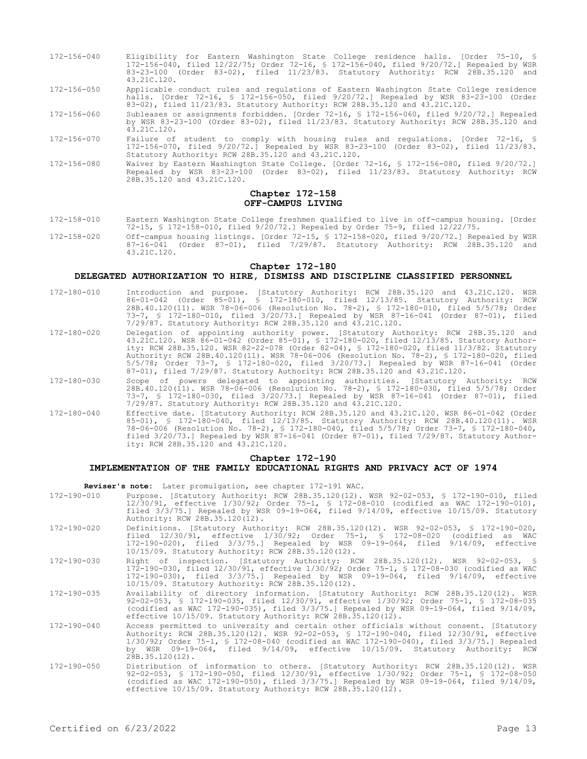172-156-040 Eligibility for Eastern Washington State College residence halls. [Order 75-10, § 172-156-040, filed 12/22/75; Order 72-16, § 172-156-040, filed 9/20/72.] Repealed by WSR 83-23-100 (Order 83-02), filed 11/23/83. Statutory Authority: RCW 28B.35.120 and 43.21C.120.

172-156-050 Applicable conduct rules and regulations of Eastern Washington State College residence halls. [Order 72-16, § 172-156-050, filed 9/20/72.] Repealed by WSR 83-23-100 (Order 83-02), filed 11/23/83. Statutory Authority: RCW 28B.35.120 and 43.21C.120.

172-156-060 Subleases or assignments forbidden. [Order 72-16, § 172-156-060, filed 9/20/72.] Repealed by WSR 83-23-100 (Order 83-02), filed 11/23/83. Statutory Authority: RCW 28B.35.120 and 43.21C.120.

172-156-070 Failure of student to comply with housing rules and regulations. [Order 72-16, § 172-156-070, filed 9/20/72.] Repealed by WSR 83-23-100 (Order 83-02), filed 11/23/83. Statutory Authority: RCW 28B.35.120 and 43.21C.120.

172-156-080 Waiver by Eastern Washington State College. [Order 72-16, § 172-156-080, filed 9/20/72.] Repealed by WSR 83-23-100 (Order 83-02), filed 11/23/83. Statutory Authority: RCW 28B.35.120 and 43.21C.120.

## Chapter 172-158
## OFF-CAMPUS LIVING

172-158-010 Eastern Washington State College freshmen qualified to live in off-campus housing. [Order 72-15, § 172-158-010, filed 9/20/72.] Repealed by Order 75-9, filed 12/22/75.

172-158-020 Off-campus housing listings. [Order 72-15, § 172-158-020, filed 9/20/72.] Repealed by WSR 87-16-041 (Order 87-01), filed 7/29/87. Statutory Authority: RCW 28B.35.120 and 43.21C.120.

## Chapter 172-180
## DELEGATED AUTHORIZATION TO HIRE, DISMISS AND DISCIPLINE CLASSIFIED PERSONNEL

172-180-010 Introduction and purpose. [Statutory Authority: RCW 28B.35.120 and 43.21C.120. WSR 86-01-042 (Order 85-01), § 172-180-010, filed 12/13/85. Statutory Authority: RCW 28B.40.120(11). WSR 78-06-006 (Resolution No. 78-2), § 172-180-010, filed 5/5/78; Order 73-7, § 172-180-010, filed 3/20/73.] Repealed by WSR 87-16-041 (Order 87-01), filed 7/29/87. Statutory Authority: RCW 28B.35.120 and 43.21C.120.

172-180-020 Delegation of appointing authority power. [Statutory Authority: RCW 28B.35.120 and 43.21C.120. WSR 86-01-042 (Order 85-01), § 172-180-020, filed 12/13/85. Statutory Authority: RCW 28B.35.120. WSR 82-22-078 (Order 82-04), § 172-180-020, filed 11/3/82. Statutory Authority: RCW 28B.40.120(11). WSR 78-06-006 (Resolution No. 78-2), § 172-180-020, filed 5/5/78; Order 73-7, § 172-180-020, filed 3/20/73.] Repealed by WSR 87-16-041 (Order 87-01), filed 7/29/87. Statutory Authority: RCW 28B.35.120 and 43.21C.120.

172-180-030 Scope of powers delegated to appointing authorities. [Statutory Authority: RCW 28B.40.120(11). WSR 78-06-006 (Resolution No. 78-2), § 172-180-030, filed 5/5/78; Order 73-7, § 172-180-030, filed 3/20/73.] Repealed by WSR 87-16-041 (Order 87-01), filed 7/29/87. Statutory Authority: RCW 28B.35.120 and 43.21C.120.

172-180-040 Effective date. [Statutory Authority: RCW 28B.35.120 and 43.21C.120. WSR 86-01-042 (Order 85-01), § 172-180-040, filed 12/13/85. Statutory Authority: RCW 28B.40.120(11). WSR 78-06-006 (Resolution No. 78-2), § 172-180-040, filed 5/5/78; Order 73-7, § 172-180-040, filed 3/20/73.] Repealed by WSR 87-16-041 (Order 87-01), filed 7/29/87. Statutory Authority: RCW 28B.35.120 and 43.21C.120.

## Chapter 172-190
## IMPLEMENTATION OF THE FAMILY EDUCATIONAL RIGHTS AND PRIVACY ACT OF 1974

**Reviser's note:** Later promulgation, see chapter 172-191 WAC.

172-190-010 Purpose. [Statutory Authority: RCW 28B.35.120(12). WSR 92-02-053, § 172-190-010, filed 12/30/91, effective 1/30/92; Order 75-1, § 172-08-010 (codified as WAC 172-190-010), filed 3/3/75.] Repealed by WSR 09-19-064, filed 9/14/09, effective 10/15/09. Statutory Authority: RCW 28B.35.120(12).

172-190-020 Definitions. [Statutory Authority: RCW 28B.35.120(12). WSR 92-02-053, § 172-190-020, filed 12/30/91, effective 1/30/92; Order 75-1, § 172-08-020 (codified as WAC 172-190-020), filed 3/3/75.] Repealed by WSR 09-19-064, filed 9/14/09, effective 10/15/09. Statutory Authority: RCW 28B.35.120(12).

172-190-030 Right of inspection. [Statutory Authority: RCW 28B.35.120(12). WSR 92-02-053, § 172-190-030, filed 12/30/91, effective 1/30/92; Order 75-1, § 172-08-030 (codified as WAC 172-190-030), filed 3/3/75.] Repealed by WSR 09-19-064, filed 9/14/09, effective 10/15/09. Statutory Authority: RCW 28B.35.120(12).

172-190-035 Availability of directory information. [Statutory Authority: RCW 28B.35.120(12). WSR 92-02-053, § 172-190-035, filed 12/30/91, effective 1/30/92; Order 75-1, § 172-08-035 (codified as WAC 172-190-035), filed 3/3/75.] Repealed by WSR 09-19-064, filed 9/14/09, effective 10/15/09. Statutory Authority: RCW 28B.35.120(12).

172-190-040 Access permitted to university and certain other officials without consent. [Statutory Authority: RCW 28B.35.120(12). WSR 92-02-053, § 172-190-040, filed 12/30/91, effective 1/30/92; Order 75-1, § 172-08-040 (codified as WAC 172-190-040), filed 3/3/75.] Repealed by WSR 09-19-064, filed 9/14/09, effective 10/15/09. Statutory Authority: RCW 28B.35.120(12).

172-190-050 Distribution of information to others. [Statutory Authority: RCW 28B.35.120(12). WSR 92-02-053, § 172-190-050, filed 12/30/91, effective 1/30/92; Order 75-1, § 172-08-050 (codified as WAC 172-190-050), filed 3/3/75.] Repealed by WSR 09-19-064, filed 9/14/09, effective 10/15/09. Statutory Authority: RCW 28B.35.120(12).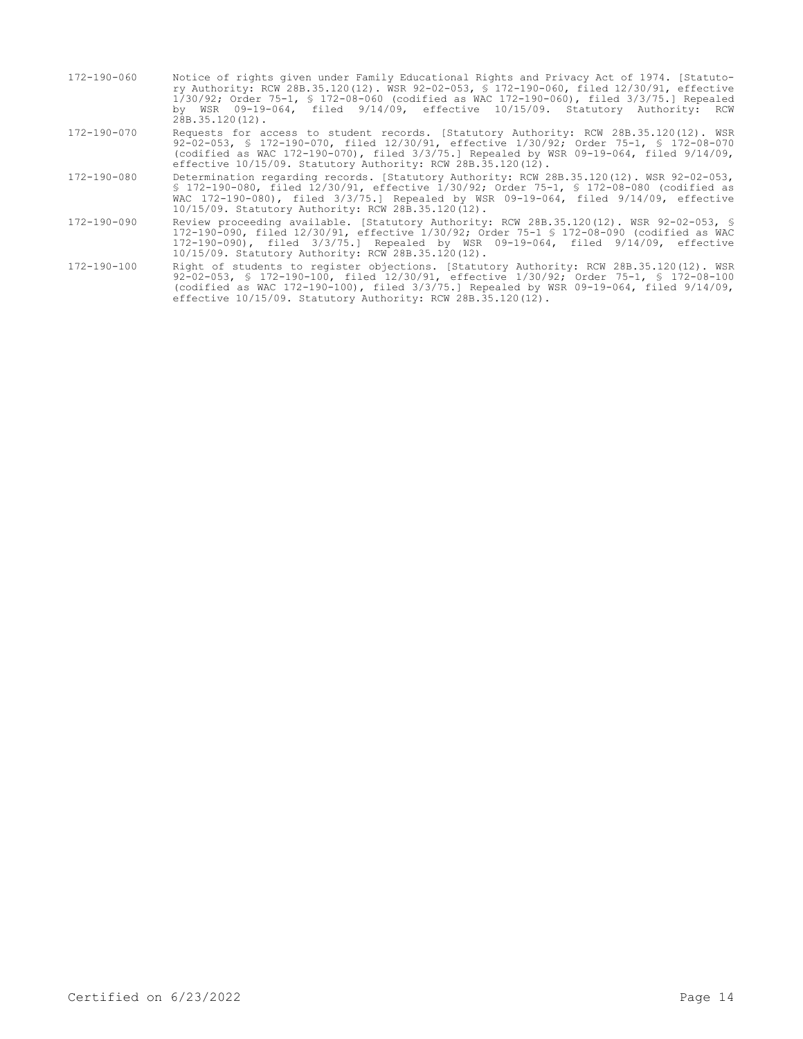172-190-060 Notice of rights given under Family Educational Rights and Privacy Act of 1974. [Statutory Authority: RCW 28B.35.120(12). WSR 92-02-053, § 172-190-060, filed 12/30/91, effective 1/30/92; Order 75-1, § 172-08-060 (codified as WAC 172-190-060), filed 3/3/75.] Repealed by WSR 09-19-064, filed 9/14/09, effective 10/15/09. Statutory Authority: RCW 28B.35.120(12).

172-190-070 Requests for access to student records. [Statutory Authority: RCW 28B.35.120(12). WSR 92-02-053, § 172-190-070, filed 12/30/91, effective 1/30/92; Order 75-1, § 172-08-070 (codified as WAC 172-190-070), filed 3/3/75.] Repealed by WSR 09-19-064, filed 9/14/09, effective 10/15/09. Statutory Authority: RCW 28B.35.120(12).

172-190-080 Determination regarding records. [Statutory Authority: RCW 28B.35.120(12). WSR 92-02-053, § 172-190-080, filed 12/30/91, effective 1/30/92; Order 75-1, § 172-08-080 (codified as WAC 172-190-080), filed 3/3/75.] Repealed by WSR 09-19-064, filed 9/14/09, effective 10/15/09. Statutory Authority: RCW 28B.35.120(12).

172-190-090 Review proceeding available. [Statutory Authority: RCW 28B.35.120(12). WSR 92-02-053, § 172-190-090, filed 12/30/91, effective 1/30/92; Order 75-1 § 172-08-090 (codified as WAC 172-190-090), filed 3/3/75.] Repealed by WSR 09-19-064, filed 9/14/09, effective 10/15/09. Statutory Authority: RCW 28B.35.120(12).

172-190-100 Right of students to register objections. [Statutory Authority: RCW 28B.35.120(12). WSR 92-02-053, § 172-190-100, filed 12/30/91, effective 1/30/92; Order 75-1, § 172-08-100 (codified as WAC 172-190-100), filed 3/3/75.] Repealed by WSR 09-19-064, filed 9/14/09, effective 10/15/09. Statutory Authority: RCW 28B.35.120(12).